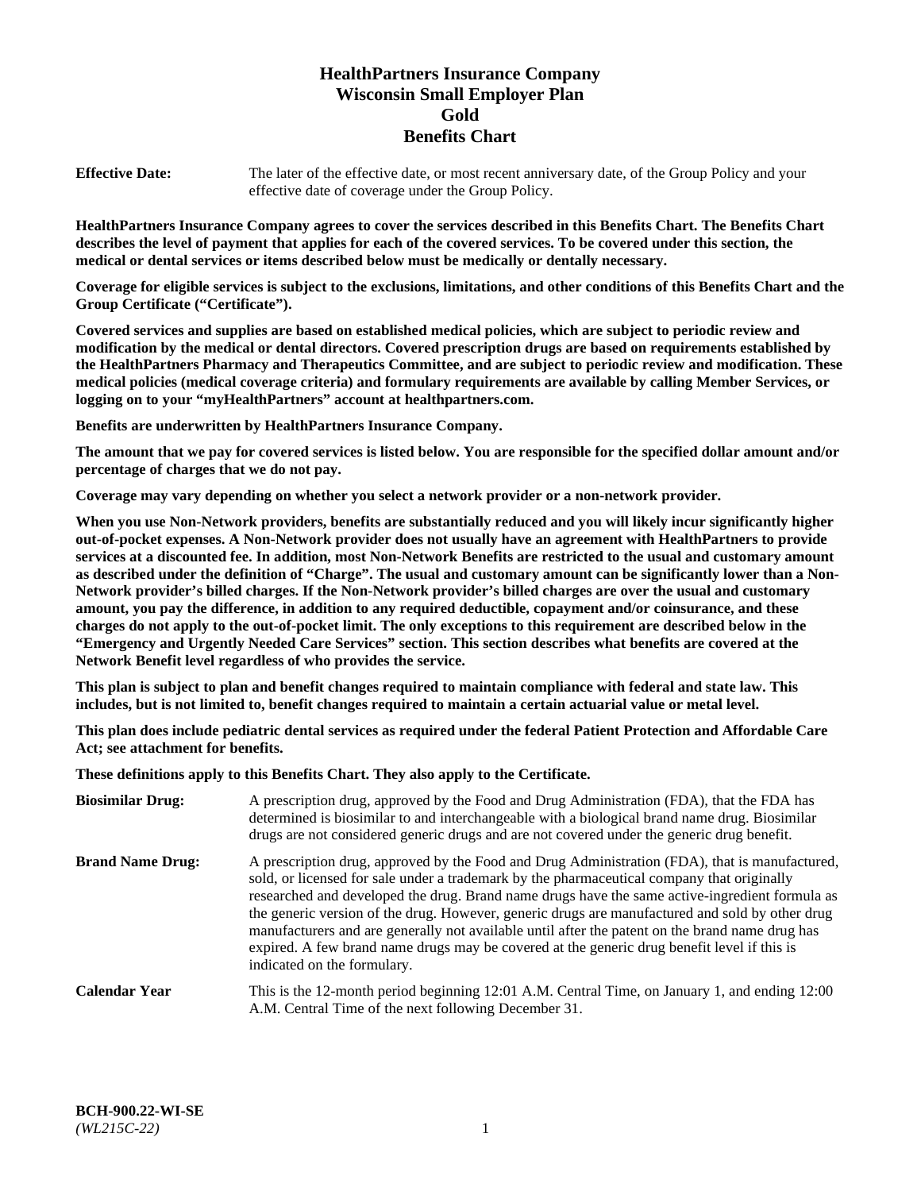# HealthPartners Insurance Company
# Wisconsin Small Employer Plan
# Gold
# Benefits Chart

**Effective Date:** The later of the effective date, or most recent anniversary date, of the Group Policy and your effective date of coverage under the Group Policy.

**HealthPartners Insurance Company agrees to cover the services described in this Benefits Chart. The Benefits Chart describes the level of payment that applies for each of the covered services. To be covered under this section, the medical or dental services or items described below must be medically or dentally necessary.**

**Coverage for eligible services is subject to the exclusions, limitations, and other conditions of this Benefits Chart and the Group Certificate ("Certificate").**

**Covered services and supplies are based on established medical policies, which are subject to periodic review and modification by the medical or dental directors. Covered prescription drugs are based on requirements established by the HealthPartners Pharmacy and Therapeutics Committee, and are subject to periodic review and modification. These medical policies (medical coverage criteria) and formulary requirements are available by calling Member Services, or logging on to your "myHealthPartners" account at healthpartners.com.**

**Benefits are underwritten by HealthPartners Insurance Company.**

**The amount that we pay for covered services is listed below. You are responsible for the specified dollar amount and/or percentage of charges that we do not pay.**

**Coverage may vary depending on whether you select a network provider or a non-network provider.**

**When you use Non-Network providers, benefits are substantially reduced and you will likely incur significantly higher out-of-pocket expenses. A Non-Network provider does not usually have an agreement with HealthPartners to provide services at a discounted fee. In addition, most Non-Network Benefits are restricted to the usual and customary amount as described under the definition of "Charge". The usual and customary amount can be significantly lower than a Non-Network provider's billed charges. If the Non-Network provider's billed charges are over the usual and customary amount, you pay the difference, in addition to any required deductible, copayment and/or coinsurance, and these charges do not apply to the out-of-pocket limit. The only exceptions to this requirement are described below in the "Emergency and Urgently Needed Care Services" section. This section describes what benefits are covered at the Network Benefit level regardless of who provides the service.**

**This plan is subject to plan and benefit changes required to maintain compliance with federal and state law. This includes, but is not limited to, benefit changes required to maintain a certain actuarial value or metal level.**

**This plan does include pediatric dental services as required under the federal Patient Protection and Affordable Care Act; see attachment for benefits.**

**These definitions apply to this Benefits Chart. They also apply to the Certificate.**

**Biosimilar Drug:** A prescription drug, approved by the Food and Drug Administration (FDA), that the FDA has determined is biosimilar to and interchangeable with a biological brand name drug. Biosimilar drugs are not considered generic drugs and are not covered under the generic drug benefit.

**Brand Name Drug:** A prescription drug, approved by the Food and Drug Administration (FDA), that is manufactured, sold, or licensed for sale under a trademark by the pharmaceutical company that originally researched and developed the drug. Brand name drugs have the same active-ingredient formula as the generic version of the drug. However, generic drugs are manufactured and sold by other drug manufacturers and are generally not available until after the patent on the brand name drug has expired. A few brand name drugs may be covered at the generic drug benefit level if this is indicated on the formulary.

**Calendar Year** This is the 12-month period beginning 12:01 A.M. Central Time, on January 1, and ending 12:00 A.M. Central Time of the next following December 31.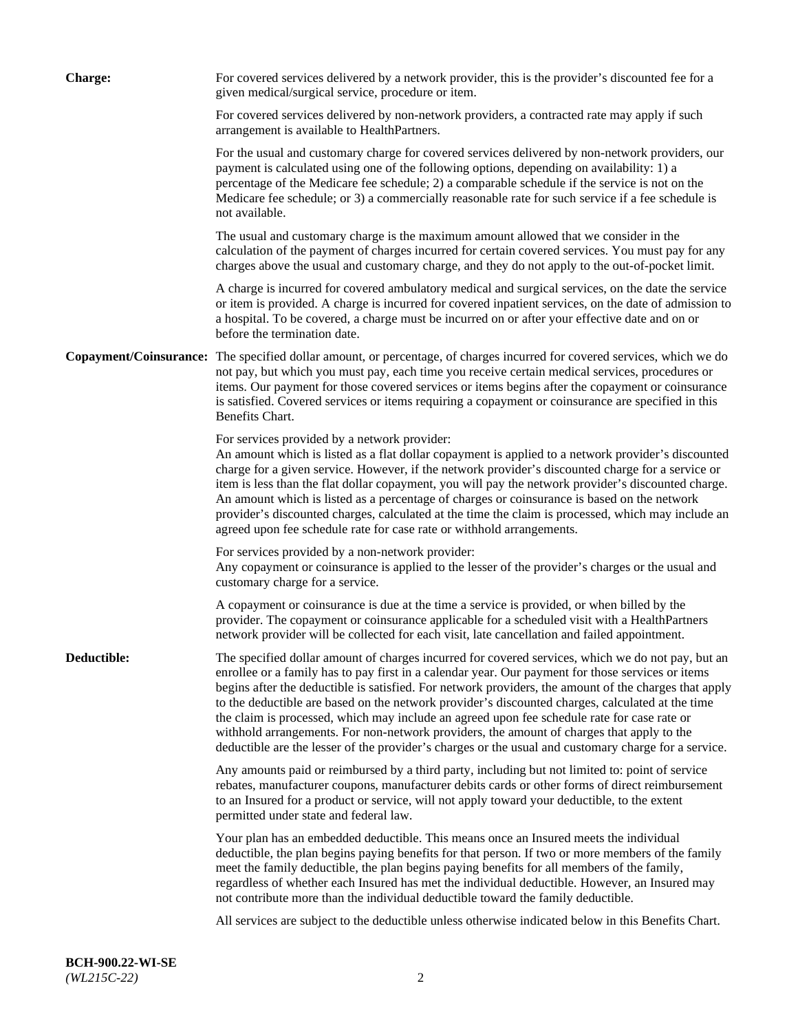**Charge:** For covered services delivered by a network provider, this is the provider's discounted fee for a given medical/surgical service, procedure or item.

For covered services delivered by non-network providers, a contracted rate may apply if such arrangement is available to HealthPartners.

For the usual and customary charge for covered services delivered by non-network providers, our payment is calculated using one of the following options, depending on availability: 1) a percentage of the Medicare fee schedule; 2) a comparable schedule if the service is not on the Medicare fee schedule; or 3) a commercially reasonable rate for such service if a fee schedule is not available.

The usual and customary charge is the maximum amount allowed that we consider in the calculation of the payment of charges incurred for certain covered services. You must pay for any charges above the usual and customary charge, and they do not apply to the out-of-pocket limit.

A charge is incurred for covered ambulatory medical and surgical services, on the date the service or item is provided. A charge is incurred for covered inpatient services, on the date of admission to a hospital. To be covered, a charge must be incurred on or after your effective date and on or before the termination date.

**Copayment/Coinsurance:** The specified dollar amount, or percentage, of charges incurred for covered services, which we do not pay, but which you must pay, each time you receive certain medical services, procedures or items. Our payment for those covered services or items begins after the copayment or coinsurance is satisfied. Covered services or items requiring a copayment or coinsurance are specified in this Benefits Chart.

For services provided by a network provider:
An amount which is listed as a flat dollar copayment is applied to a network provider's discounted charge for a given service. However, if the network provider's discounted charge for a service or item is less than the flat dollar copayment, you will pay the network provider's discounted charge. An amount which is listed as a percentage of charges or coinsurance is based on the network provider's discounted charges, calculated at the time the claim is processed, which may include an agreed upon fee schedule rate for case rate or withhold arrangements.

For services provided by a non-network provider:
Any copayment or coinsurance is applied to the lesser of the provider's charges or the usual and customary charge for a service.

A copayment or coinsurance is due at the time a service is provided, or when billed by the provider. The copayment or coinsurance applicable for a scheduled visit with a HealthPartners network provider will be collected for each visit, late cancellation and failed appointment.

**Deductible:** The specified dollar amount of charges incurred for covered services, which we do not pay, but an enrollee or a family has to pay first in a calendar year. Our payment for those services or items begins after the deductible is satisfied. For network providers, the amount of the charges that apply to the deductible are based on the network provider's discounted charges, calculated at the time the claim is processed, which may include an agreed upon fee schedule rate for case rate or withhold arrangements. For non-network providers, the amount of charges that apply to the deductible are the lesser of the provider's charges or the usual and customary charge for a service.

Any amounts paid or reimbursed by a third party, including but not limited to: point of service rebates, manufacturer coupons, manufacturer debits cards or other forms of direct reimbursement to an Insured for a product or service, will not apply toward your deductible, to the extent permitted under state and federal law.

Your plan has an embedded deductible. This means once an Insured meets the individual deductible, the plan begins paying benefits for that person. If two or more members of the family meet the family deductible, the plan begins paying benefits for all members of the family, regardless of whether each Insured has met the individual deductible. However, an Insured may not contribute more than the individual deductible toward the family deductible.

All services are subject to the deductible unless otherwise indicated below in this Benefits Chart.

**BCH-900.22-WI-SE**
*(WL215C-22)*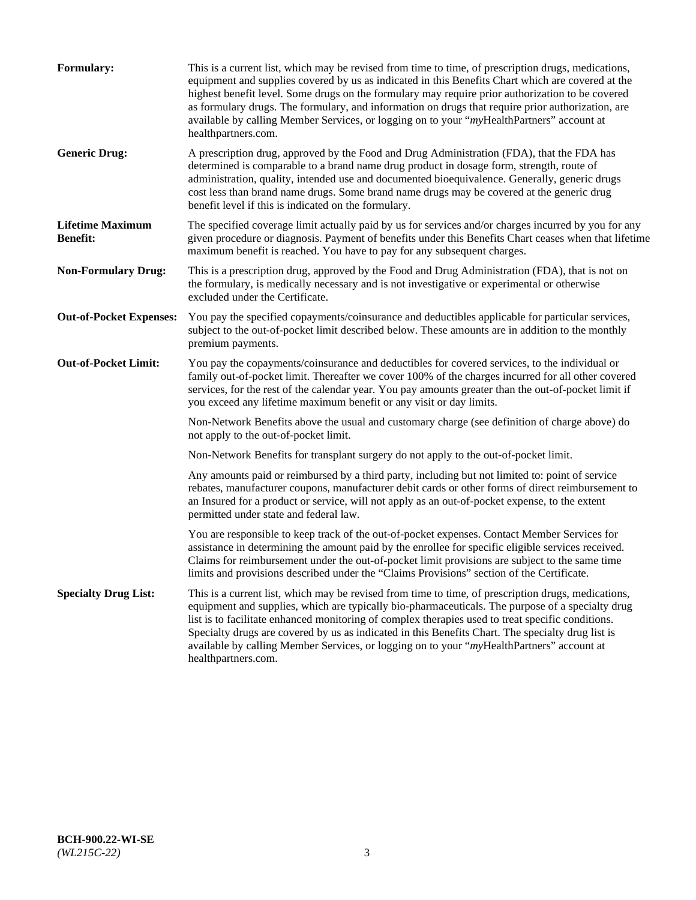**Formulary:** This is a current list, which may be revised from time to time, of prescription drugs, medications, equipment and supplies covered by us as indicated in this Benefits Chart which are covered at the highest benefit level. Some drugs on the formulary may require prior authorization to be covered as formulary drugs. The formulary, and information on drugs that require prior authorization, are available by calling Member Services, or logging on to your "*my*HealthPartners" account at healthpartners.com.

**Generic Drug:** A prescription drug, approved by the Food and Drug Administration (FDA), that the FDA has determined is comparable to a brand name drug product in dosage form, strength, route of administration, quality, intended use and documented bioequivalence. Generally, generic drugs cost less than brand name drugs. Some brand name drugs may be covered at the generic drug benefit level if this is indicated on the formulary.

**Lifetime Maximum Benefit:** The specified coverage limit actually paid by us for services and/or charges incurred by you for any given procedure or diagnosis. Payment of benefits under this Benefits Chart ceases when that lifetime maximum benefit is reached. You have to pay for any subsequent charges.

**Non-Formulary Drug:** This is a prescription drug, approved by the Food and Drug Administration (FDA), that is not on the formulary, is medically necessary and is not investigative or experimental or otherwise excluded under the Certificate.

**Out-of-Pocket Expenses:** You pay the specified copayments/coinsurance and deductibles applicable for particular services, subject to the out-of-pocket limit described below. These amounts are in addition to the monthly premium payments.

**Out-of-Pocket Limit:** You pay the copayments/coinsurance and deductibles for covered services, to the individual or family out-of-pocket limit. Thereafter we cover 100% of the charges incurred for all other covered services, for the rest of the calendar year. You pay amounts greater than the out-of-pocket limit if you exceed any lifetime maximum benefit or any visit or day limits.

Non-Network Benefits above the usual and customary charge (see definition of charge above) do not apply to the out-of-pocket limit.

Non-Network Benefits for transplant surgery do not apply to the out-of-pocket limit.

Any amounts paid or reimbursed by a third party, including but not limited to: point of service rebates, manufacturer coupons, manufacturer debit cards or other forms of direct reimbursement to an Insured for a product or service, will not apply as an out-of-pocket expense, to the extent permitted under state and federal law.

You are responsible to keep track of the out-of-pocket expenses. Contact Member Services for assistance in determining the amount paid by the enrollee for specific eligible services received. Claims for reimbursement under the out-of-pocket limit provisions are subject to the same time limits and provisions described under the "Claims Provisions" section of the Certificate.

**Specialty Drug List:** This is a current list, which may be revised from time to time, of prescription drugs, medications, equipment and supplies, which are typically bio-pharmaceuticals. The purpose of a specialty drug list is to facilitate enhanced monitoring of complex therapies used to treat specific conditions. Specialty drugs are covered by us as indicated in this Benefits Chart. The specialty drug list is available by calling Member Services, or logging on to your "*my*HealthPartners" account at healthpartners.com.

**BCH-900.22-WI-SE**
*(WL215C-22)*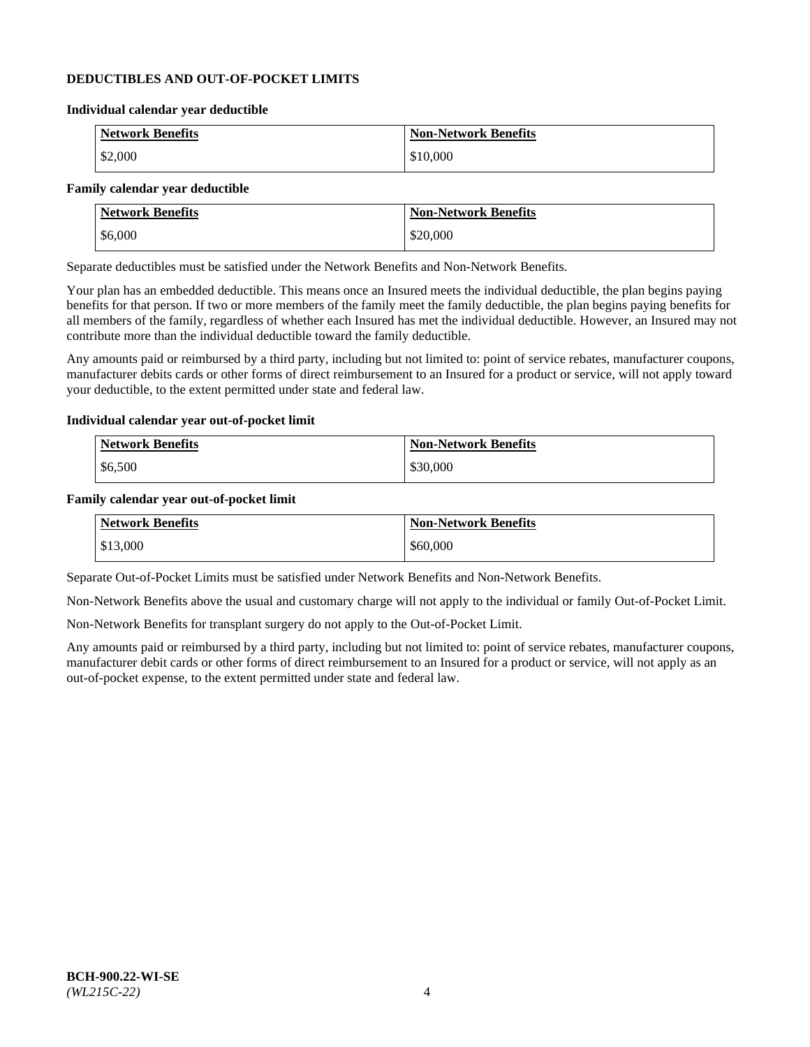**DEDUCTIBLES AND OUT-OF-POCKET LIMITS**

**Individual calendar year deductible**

| Network Benefits | Non-Network Benefits |
| --- | --- |
| $2,000 | $10,000 |

**Family calendar year deductible**

| Network Benefits | Non-Network Benefits |
| --- | --- |
| $6,000 | $20,000 |

Separate deductibles must be satisfied under the Network Benefits and Non-Network Benefits.

Your plan has an embedded deductible. This means once an Insured meets the individual deductible, the plan begins paying benefits for that person. If two or more members of the family meet the family deductible, the plan begins paying benefits for all members of the family, regardless of whether each Insured has met the individual deductible. However, an Insured may not contribute more than the individual deductible toward the family deductible.

Any amounts paid or reimbursed by a third party, including but not limited to: point of service rebates, manufacturer coupons, manufacturer debits cards or other forms of direct reimbursement to an Insured for a product or service, will not apply toward your deductible, to the extent permitted under state and federal law.

**Individual calendar year out-of-pocket limit**

| Network Benefits | Non-Network Benefits |
| --- | --- |
| $6,500 | $30,000 |

**Family calendar year out-of-pocket limit**

| Network Benefits | Non-Network Benefits |
| --- | --- |
| $13,000 | $60,000 |

Separate Out-of-Pocket Limits must be satisfied under Network Benefits and Non-Network Benefits.

Non-Network Benefits above the usual and customary charge will not apply to the individual or family Out-of-Pocket Limit.

Non-Network Benefits for transplant surgery do not apply to the Out-of-Pocket Limit.

Any amounts paid or reimbursed by a third party, including but not limited to: point of service rebates, manufacturer coupons, manufacturer debit cards or other forms of direct reimbursement to an Insured for a product or service, will not apply as an out-of-pocket expense, to the extent permitted under state and federal law.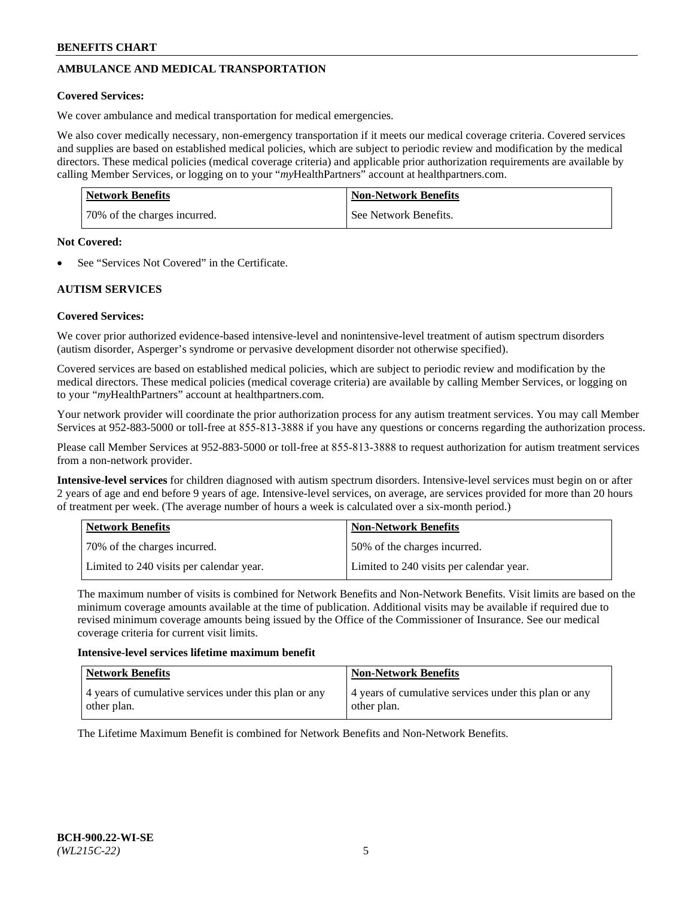## AMBULANCE AND MEDICAL TRANSPORTATION

**Covered Services:**

We cover ambulance and medical transportation for medical emergencies.

We also cover medically necessary, non-emergency transportation if it meets our medical coverage criteria. Covered services and supplies are based on established medical policies, which are subject to periodic review and modification by the medical directors. These medical policies (medical coverage criteria) and applicable prior authorization requirements are available by calling Member Services, or logging on to your "*my*HealthPartners" account at healthpartners.com.

| Network Benefits | Non-Network Benefits |
|---|---|
| 70% of the charges incurred. | See Network Benefits. |

**Not Covered:**

- See "Services Not Covered" in the Certificate.

## AUTISM SERVICES

**Covered Services:**

We cover prior authorized evidence-based intensive-level and nonintensive-level treatment of autism spectrum disorders (autism disorder, Asperger's syndrome or pervasive development disorder not otherwise specified).

Covered services are based on established medical policies, which are subject to periodic review and modification by the medical directors. These medical policies (medical coverage criteria) are available by calling Member Services, or logging on to your "*my*HealthPartners" account at healthpartners.com.

Your network provider will coordinate the prior authorization process for any autism treatment services. You may call Member Services at 952-883-5000 or toll-free at 855-813-3888 if you have any questions or concerns regarding the authorization process.

Please call Member Services at 952-883-5000 or toll-free at 855-813-3888 to request authorization for autism treatment services from a non-network provider.

**Intensive-level services** for children diagnosed with autism spectrum disorders. Intensive-level services must begin on or after 2 years of age and end before 9 years of age. Intensive-level services, on average, are services provided for more than 20 hours of treatment per week. (The average number of hours a week is calculated over a six-month period.)

| Network Benefits | Non-Network Benefits |
|---|---|
| 70% of the charges incurred. | 50% of the charges incurred. |
| Limited to 240 visits per calendar year. | Limited to 240 visits per calendar year. |

The maximum number of visits is combined for Network Benefits and Non-Network Benefits. Visit limits are based on the minimum coverage amounts available at the time of publication. Additional visits may be available if required due to revised minimum coverage amounts being issued by the Office of the Commissioner of Insurance. See our medical coverage criteria for current visit limits.

**Intensive-level services lifetime maximum benefit**

| Network Benefits | Non-Network Benefits |
|---|---|
| 4 years of cumulative services under this plan or any other plan. | 4 years of cumulative services under this plan or any other plan. |

The Lifetime Maximum Benefit is combined for Network Benefits and Non-Network Benefits.

BCH-900.22-WI-SE
*(WL215C-22)*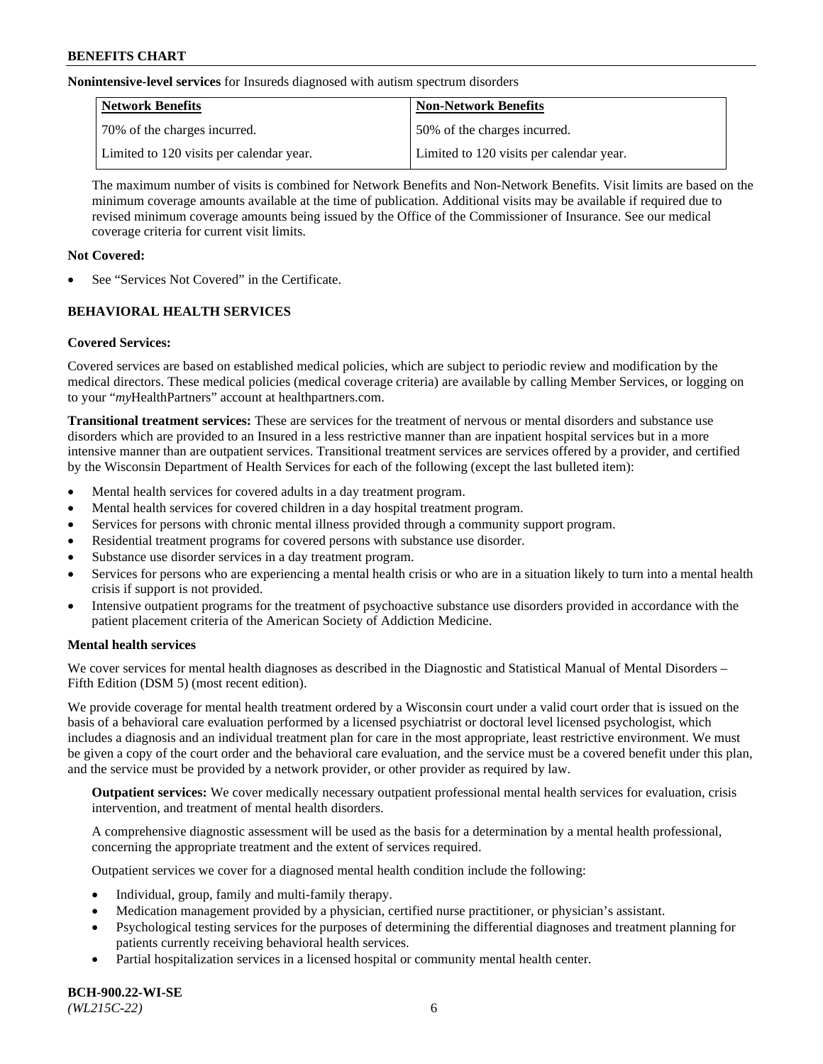**Nonintensive-level services** for Insureds diagnosed with autism spectrum disorders

| Network Benefits | Non-Network Benefits |
| --- | --- |
| 70% of the charges incurred. | 50% of the charges incurred. |
| Limited to 120 visits per calendar year. | Limited to 120 visits per calendar year. |

The maximum number of visits is combined for Network Benefits and Non-Network Benefits. Visit limits are based on the minimum coverage amounts available at the time of publication. Additional visits may be available if required due to revised minimum coverage amounts being issued by the Office of the Commissioner of Insurance. See our medical coverage criteria for current visit limits.

**Not Covered:**

- See "Services Not Covered" in the Certificate.

## BEHAVIORAL HEALTH SERVICES

**Covered Services:**

Covered services are based on established medical policies, which are subject to periodic review and modification by the medical directors. These medical policies (medical coverage criteria) are available by calling Member Services, or logging on to your "*my*HealthPartners" account at healthpartners.com.

**Transitional treatment services:** These are services for the treatment of nervous or mental disorders and substance use disorders which are provided to an Insured in a less restrictive manner than are inpatient hospital services but in a more intensive manner than are outpatient services. Transitional treatment services are services offered by a provider, and certified by the Wisconsin Department of Health Services for each of the following (except the last bulleted item):

- Mental health services for covered adults in a day treatment program.
- Mental health services for covered children in a day hospital treatment program.
- Services for persons with chronic mental illness provided through a community support program.
- Residential treatment programs for covered persons with substance use disorder.
- Substance use disorder services in a day treatment program.
- Services for persons who are experiencing a mental health crisis or who are in a situation likely to turn into a mental health crisis if support is not provided.
- Intensive outpatient programs for the treatment of psychoactive substance use disorders provided in accordance with the patient placement criteria of the American Society of Addiction Medicine.

**Mental health services**

We cover services for mental health diagnoses as described in the Diagnostic and Statistical Manual of Mental Disorders – Fifth Edition (DSM 5) (most recent edition).

We provide coverage for mental health treatment ordered by a Wisconsin court under a valid court order that is issued on the basis of a behavioral care evaluation performed by a licensed psychiatrist or doctoral level licensed psychologist, which includes a diagnosis and an individual treatment plan for care in the most appropriate, least restrictive environment. We must be given a copy of the court order and the behavioral care evaluation, and the service must be a covered benefit under this plan, and the service must be provided by a network provider, or other provider as required by law.

**Outpatient services:** We cover medically necessary outpatient professional mental health services for evaluation, crisis intervention, and treatment of mental health disorders.

A comprehensive diagnostic assessment will be used as the basis for a determination by a mental health professional, concerning the appropriate treatment and the extent of services required.

Outpatient services we cover for a diagnosed mental health condition include the following:

- Individual, group, family and multi-family therapy.
- Medication management provided by a physician, certified nurse practitioner, or physician's assistant.
- Psychological testing services for the purposes of determining the differential diagnoses and treatment planning for patients currently receiving behavioral health services.
- Partial hospitalization services in a licensed hospital or community mental health center.

**BCH-900.22-WI-SE**
*(WL215C-22)*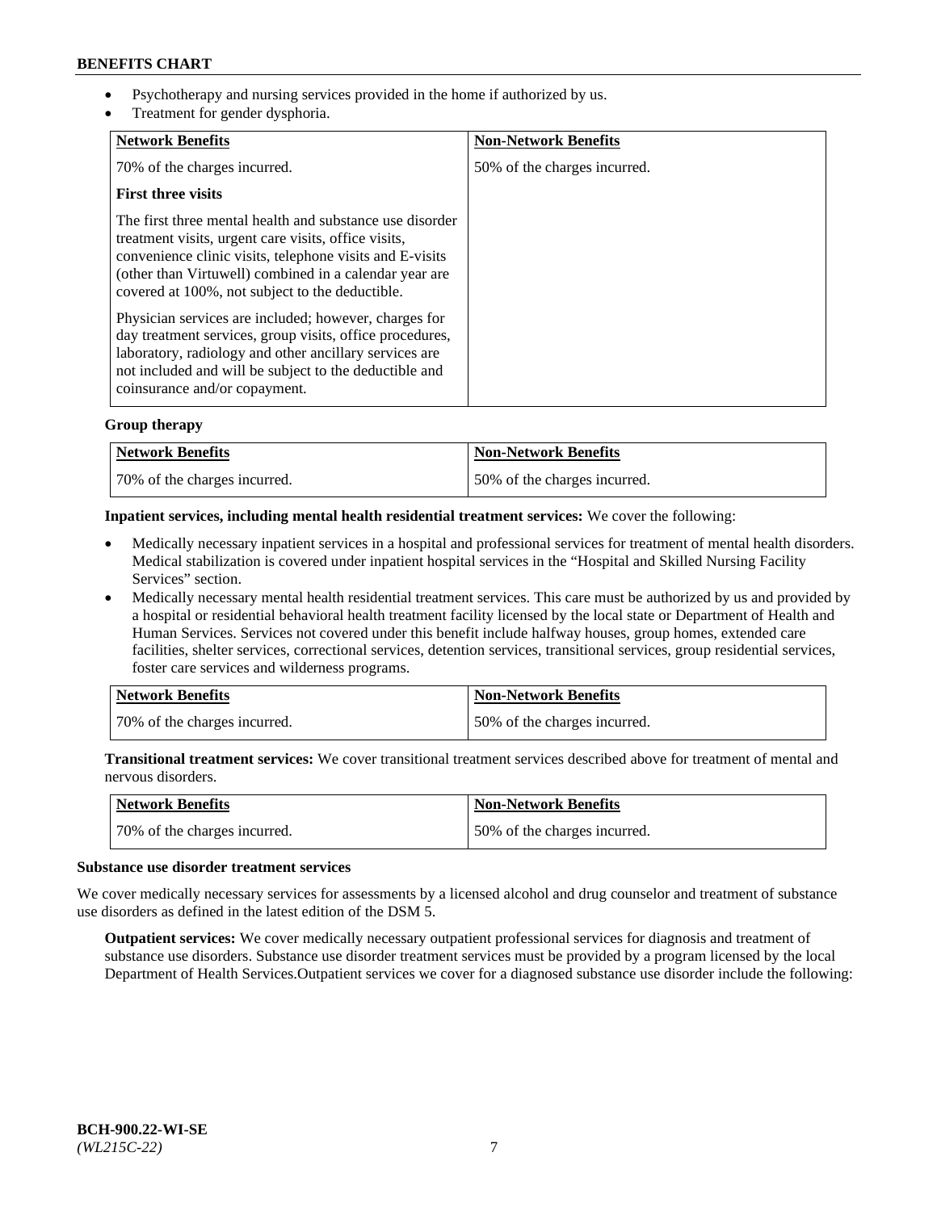- Psychotherapy and nursing services provided in the home if authorized by us.
- Treatment for gender dysphoria.

| Network Benefits | Non-Network Benefits |
| --- | --- |
| 70% of the charges incurred.<br><br>**First three visits**<br><br>The first three mental health and substance use disorder treatment visits, urgent care visits, office visits, convenience clinic visits, telephone visits and E-visits (other than Virtuwell) combined in a calendar year are covered at 100%, not subject to the deductible.<br><br>Physician services are included; however, charges for day treatment services, group visits, office procedures, laboratory, radiology and other ancillary services are not included and will be subject to the deductible and coinsurance and/or copayment. | 50% of the charges incurred. |

**Group therapy**

| Network Benefits | Non-Network Benefits |
| --- | --- |
| 70% of the charges incurred. | 50% of the charges incurred. |

**Inpatient services, including mental health residential treatment services:** We cover the following:

- Medically necessary inpatient services in a hospital and professional services for treatment of mental health disorders. Medical stabilization is covered under inpatient hospital services in the "Hospital and Skilled Nursing Facility Services" section.
- Medically necessary mental health residential treatment services. This care must be authorized by us and provided by a hospital or residential behavioral health treatment facility licensed by the local state or Department of Health and Human Services. Services not covered under this benefit include halfway houses, group homes, extended care facilities, shelter services, correctional services, detention services, transitional services, group residential services, foster care services and wilderness programs.

| Network Benefits | Non-Network Benefits |
| --- | --- |
| 70% of the charges incurred. | 50% of the charges incurred. |

**Transitional treatment services:** We cover transitional treatment services described above for treatment of mental and nervous disorders.

| Network Benefits | Non-Network Benefits |
| --- | --- |
| 70% of the charges incurred. | 50% of the charges incurred. |

**Substance use disorder treatment services**

We cover medically necessary services for assessments by a licensed alcohol and drug counselor and treatment of substance use disorders as defined in the latest edition of the DSM 5.

**Outpatient services:** We cover medically necessary outpatient professional services for diagnosis and treatment of substance use disorders. Substance use disorder treatment services must be provided by a program licensed by the local Department of Health Services.Outpatient services we cover for a diagnosed substance use disorder include the following: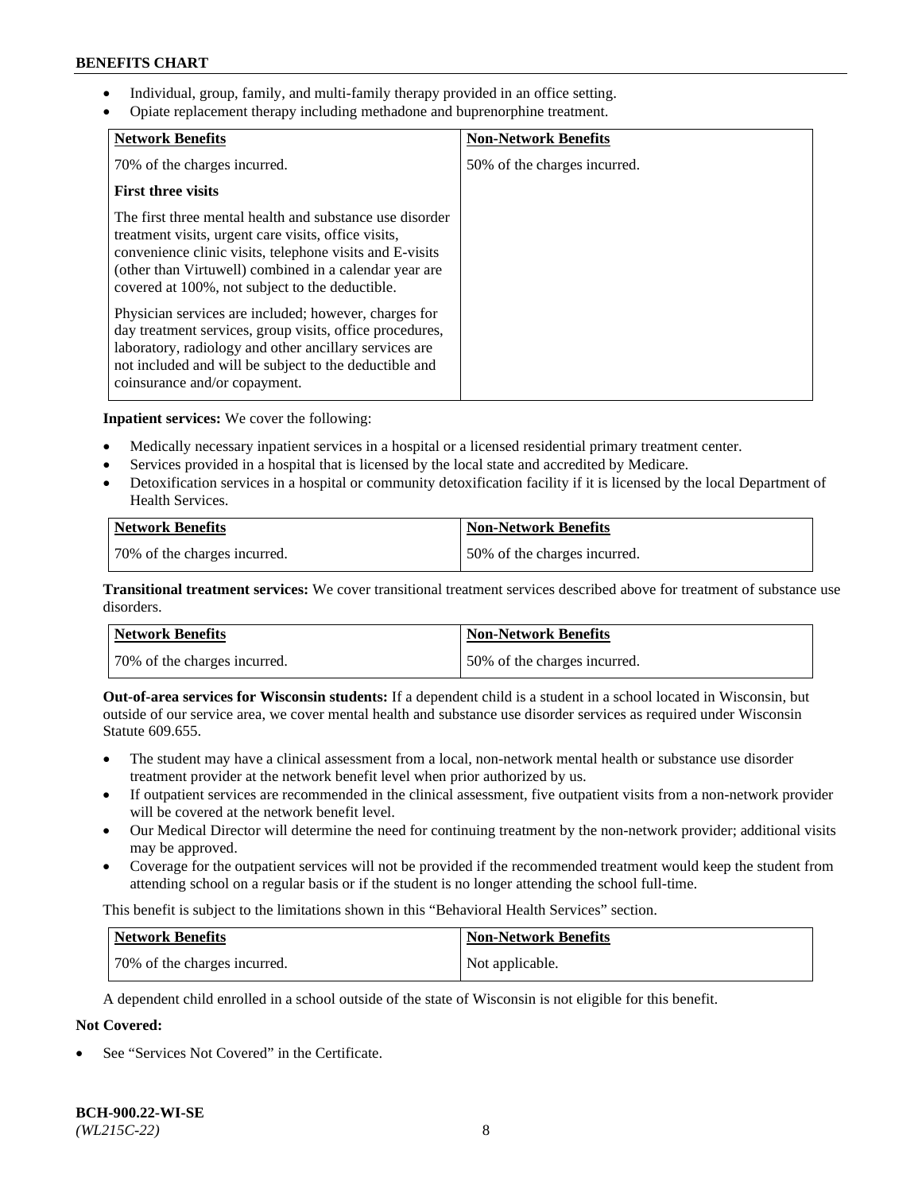- Individual, group, family, and multi-family therapy provided in an office setting.
- Opiate replacement therapy including methadone and buprenorphine treatment.

| Network Benefits | Non-Network Benefits |
| --- | --- |
| 70% of the charges incurred.<br><br>**First three visits**<br><br>The first three mental health and substance use disorder treatment visits, urgent care visits, office visits, convenience clinic visits, telephone visits and E-visits (other than Virtuwell) combined in a calendar year are covered at 100%, not subject to the deductible.<br><br>Physician services are included; however, charges for day treatment services, group visits, office procedures, laboratory, radiology and other ancillary services are not included and will be subject to the deductible and coinsurance and/or copayment. | 50% of the charges incurred. |

**Inpatient services:** We cover the following:

- Medically necessary inpatient services in a hospital or a licensed residential primary treatment center.
- Services provided in a hospital that is licensed by the local state and accredited by Medicare.
- Detoxification services in a hospital or community detoxification facility if it is licensed by the local Department of Health Services.

| Network Benefits | Non-Network Benefits |
| --- | --- |
| 70% of the charges incurred. | 50% of the charges incurred. |

**Transitional treatment services:** We cover transitional treatment services described above for treatment of substance use disorders.

| Network Benefits | Non-Network Benefits |
| --- | --- |
| 70% of the charges incurred. | 50% of the charges incurred. |

**Out-of-area services for Wisconsin students:** If a dependent child is a student in a school located in Wisconsin, but outside of our service area, we cover mental health and substance use disorder services as required under Wisconsin Statute 609.655.

- The student may have a clinical assessment from a local, non-network mental health or substance use disorder treatment provider at the network benefit level when prior authorized by us.
- If outpatient services are recommended in the clinical assessment, five outpatient visits from a non-network provider will be covered at the network benefit level.
- Our Medical Director will determine the need for continuing treatment by the non-network provider; additional visits may be approved.
- Coverage for the outpatient services will not be provided if the recommended treatment would keep the student from attending school on a regular basis or if the student is no longer attending the school full-time.

This benefit is subject to the limitations shown in this "Behavioral Health Services" section.

| Network Benefits | Non-Network Benefits |
| --- | --- |
| 70% of the charges incurred. | Not applicable. |

A dependent child enrolled in a school outside of the state of Wisconsin is not eligible for this benefit.

**Not Covered:**

- See "Services Not Covered" in the Certificate.

**BCH-900.22-WI-SE**
*(WL215C-22)*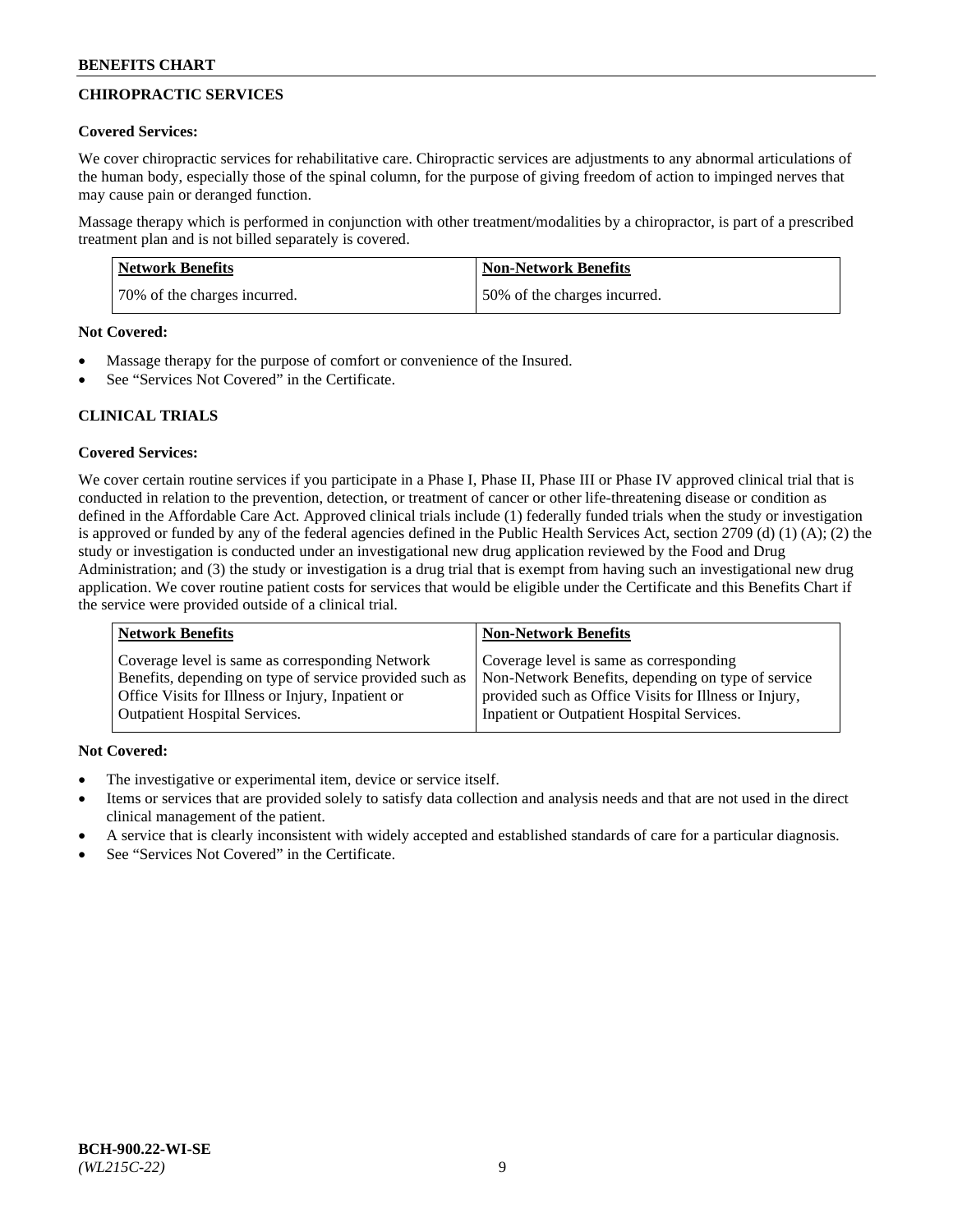## CHIROPRACTIC SERVICES

**Covered Services:**

We cover chiropractic services for rehabilitative care. Chiropractic services are adjustments to any abnormal articulations of the human body, especially those of the spinal column, for the purpose of giving freedom of action to impinged nerves that may cause pain or deranged function.

Massage therapy which is performed in conjunction with other treatment/modalities by a chiropractor, is part of a prescribed treatment plan and is not billed separately is covered.

| Network Benefits | Non-Network Benefits |
|---|---|
| 70% of the charges incurred. | 50% of the charges incurred. |

**Not Covered:**

- Massage therapy for the purpose of comfort or convenience of the Insured.
- See "Services Not Covered" in the Certificate.

## CLINICAL TRIALS

**Covered Services:**

We cover certain routine services if you participate in a Phase I, Phase II, Phase III or Phase IV approved clinical trial that is conducted in relation to the prevention, detection, or treatment of cancer or other life-threatening disease or condition as defined in the Affordable Care Act. Approved clinical trials include (1) federally funded trials when the study or investigation is approved or funded by any of the federal agencies defined in the Public Health Services Act, section 2709 (d) (1) (A); (2) the study or investigation is conducted under an investigational new drug application reviewed by the Food and Drug Administration; and (3) the study or investigation is a drug trial that is exempt from having such an investigational new drug application. We cover routine patient costs for services that would be eligible under the Certificate and this Benefits Chart if the service were provided outside of a clinical trial.

| Network Benefits | Non-Network Benefits |
|---|---|
| Coverage level is same as corresponding Network Benefits, depending on type of service provided such as Office Visits for Illness or Injury, Inpatient or Outpatient Hospital Services. | Coverage level is same as corresponding Non-Network Benefits, depending on type of service provided such as Office Visits for Illness or Injury, Inpatient or Outpatient Hospital Services. |

**Not Covered:**

- The investigative or experimental item, device or service itself.
- Items or services that are provided solely to satisfy data collection and analysis needs and that are not used in the direct clinical management of the patient.
- A service that is clearly inconsistent with widely accepted and established standards of care for a particular diagnosis.
- See "Services Not Covered" in the Certificate.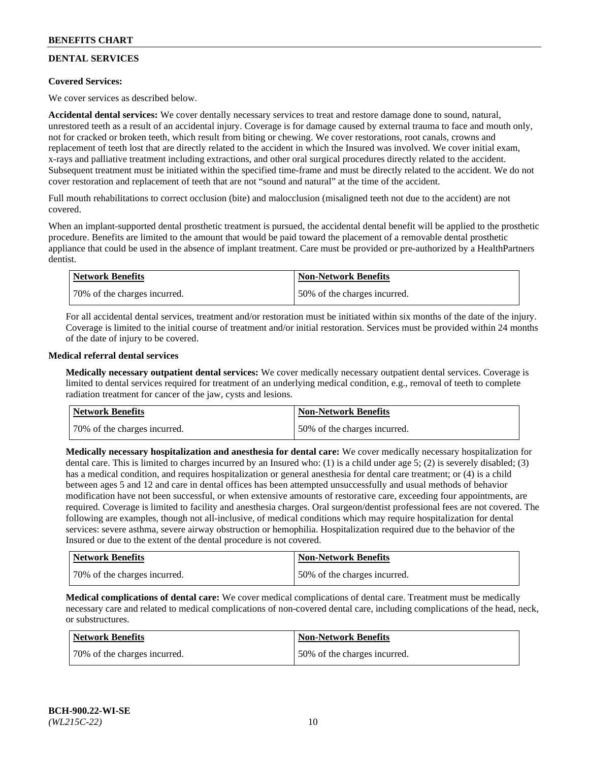## DENTAL SERVICES

**Covered Services:**

We cover services as described below.

**Accidental dental services:** We cover dentally necessary services to treat and restore damage done to sound, natural, unrestored teeth as a result of an accidental injury. Coverage is for damage caused by external trauma to face and mouth only, not for cracked or broken teeth, which result from biting or chewing. We cover restorations, root canals, crowns and replacement of teeth lost that are directly related to the accident in which the Insured was involved. We cover initial exam, x-rays and palliative treatment including extractions, and other oral surgical procedures directly related to the accident. Subsequent treatment must be initiated within the specified time-frame and must be directly related to the accident. We do not cover restoration and replacement of teeth that are not "sound and natural" at the time of the accident.

Full mouth rehabilitations to correct occlusion (bite) and malocclusion (misaligned teeth not due to the accident) are not covered.

When an implant-supported dental prosthetic treatment is pursued, the accidental dental benefit will be applied to the prosthetic procedure. Benefits are limited to the amount that would be paid toward the placement of a removable dental prosthetic appliance that could be used in the absence of implant treatment. Care must be provided or pre-authorized by a HealthPartners dentist.

| Network Benefits | Non-Network Benefits |
|---|---|
| 70% of the charges incurred. | 50% of the charges incurred. |

For all accidental dental services, treatment and/or restoration must be initiated within six months of the date of the injury. Coverage is limited to the initial course of treatment and/or initial restoration. Services must be provided within 24 months of the date of injury to be covered.

**Medical referral dental services**

**Medically necessary outpatient dental services:** We cover medically necessary outpatient dental services. Coverage is limited to dental services required for treatment of an underlying medical condition, e.g., removal of teeth to complete radiation treatment for cancer of the jaw, cysts and lesions.

| Network Benefits | Non-Network Benefits |
|---|---|
| 70% of the charges incurred. | 50% of the charges incurred. |

**Medically necessary hospitalization and anesthesia for dental care:** We cover medically necessary hospitalization for dental care. This is limited to charges incurred by an Insured who: (1) is a child under age 5; (2) is severely disabled; (3) has a medical condition, and requires hospitalization or general anesthesia for dental care treatment; or (4) is a child between ages 5 and 12 and care in dental offices has been attempted unsuccessfully and usual methods of behavior modification have not been successful, or when extensive amounts of restorative care, exceeding four appointments, are required. Coverage is limited to facility and anesthesia charges. Oral surgeon/dentist professional fees are not covered. The following are examples, though not all-inclusive, of medical conditions which may require hospitalization for dental services: severe asthma, severe airway obstruction or hemophilia. Hospitalization required due to the behavior of the Insured or due to the extent of the dental procedure is not covered.

| Network Benefits | Non-Network Benefits |
|---|---|
| 70% of the charges incurred. | 50% of the charges incurred. |

**Medical complications of dental care:** We cover medical complications of dental care. Treatment must be medically necessary care and related to medical complications of non-covered dental care, including complications of the head, neck, or substructures.

| Network Benefits | Non-Network Benefits |
|---|---|
| 70% of the charges incurred. | 50% of the charges incurred. |

BCH-900.22-WI-SE
*(WL215C-22)*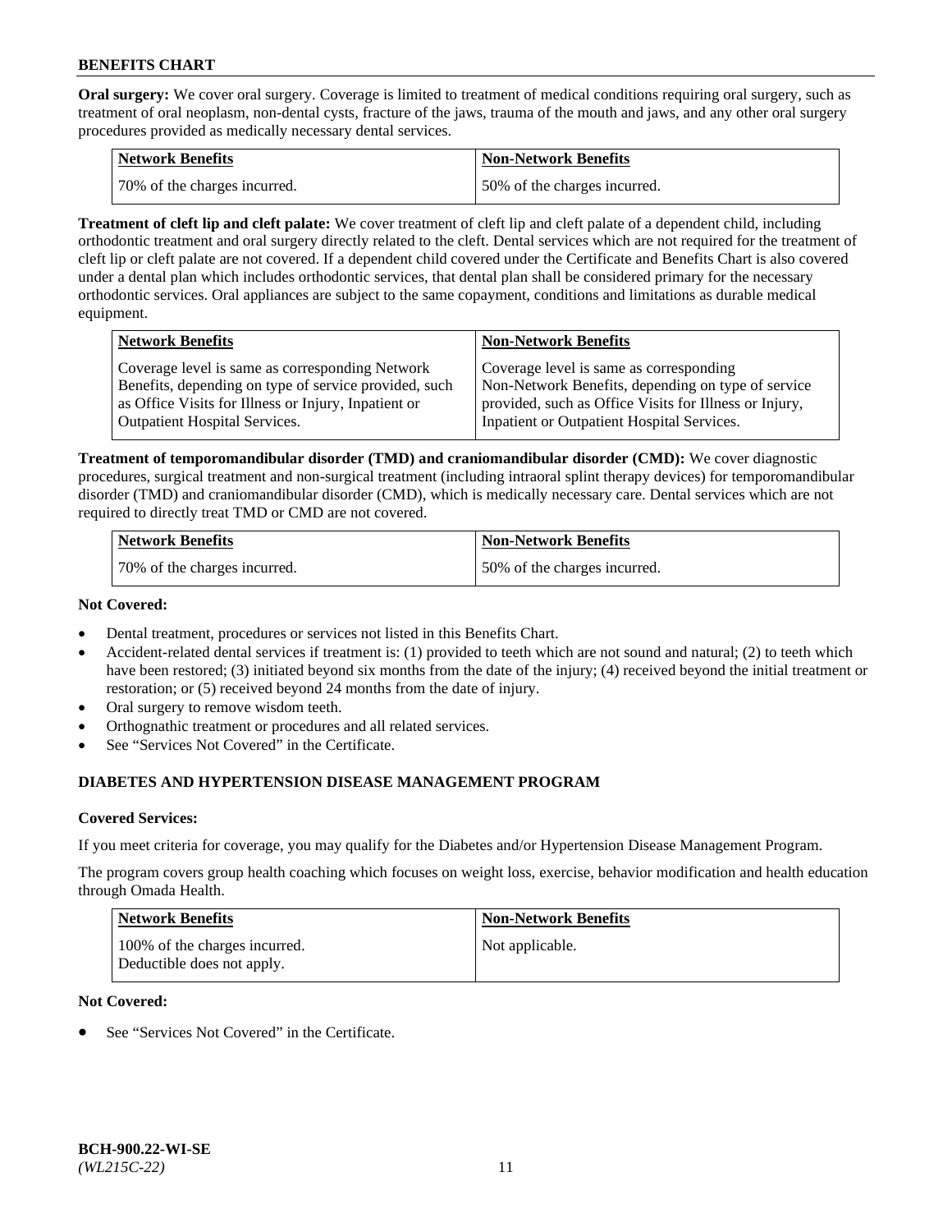**Oral surgery:** We cover oral surgery. Coverage is limited to treatment of medical conditions requiring oral surgery, such as treatment of oral neoplasm, non-dental cysts, fracture of the jaws, trauma of the mouth and jaws, and any other oral surgery procedures provided as medically necessary dental services.

| Network Benefits | Non-Network Benefits |
| --- | --- |
| 70% of the charges incurred. | 50% of the charges incurred. |

**Treatment of cleft lip and cleft palate:** We cover treatment of cleft lip and cleft palate of a dependent child, including orthodontic treatment and oral surgery directly related to the cleft. Dental services which are not required for the treatment of cleft lip or cleft palate are not covered. If a dependent child covered under the Certificate and Benefits Chart is also covered under a dental plan which includes orthodontic services, that dental plan shall be considered primary for the necessary orthodontic services. Oral appliances are subject to the same copayment, conditions and limitations as durable medical equipment.

| Network Benefits | Non-Network Benefits |
| --- | --- |
| Coverage level is same as corresponding Network Benefits, depending on type of service provided, such as Office Visits for Illness or Injury, Inpatient or Outpatient Hospital Services. | Coverage level is same as corresponding Non-Network Benefits, depending on type of service provided, such as Office Visits for Illness or Injury, Inpatient or Outpatient Hospital Services. |

**Treatment of temporomandibular disorder (TMD) and craniomandibular disorder (CMD):** We cover diagnostic procedures, surgical treatment and non-surgical treatment (including intraoral splint therapy devices) for temporomandibular disorder (TMD) and craniomandibular disorder (CMD), which is medically necessary care. Dental services which are not required to directly treat TMD or CMD are not covered.

| Network Benefits | Non-Network Benefits |
| --- | --- |
| 70% of the charges incurred. | 50% of the charges incurred. |

**Not Covered:**

- Dental treatment, procedures or services not listed in this Benefits Chart.
- Accident-related dental services if treatment is: (1) provided to teeth which are not sound and natural; (2) to teeth which have been restored; (3) initiated beyond six months from the date of the injury; (4) received beyond the initial treatment or restoration; or (5) received beyond 24 months from the date of injury.
- Oral surgery to remove wisdom teeth.
- Orthognathic treatment or procedures and all related services.
- See "Services Not Covered" in the Certificate.

## DIABETES AND HYPERTENSION DISEASE MANAGEMENT PROGRAM

**Covered Services:**

If you meet criteria for coverage, you may qualify for the Diabetes and/or Hypertension Disease Management Program.

The program covers group health coaching which focuses on weight loss, exercise, behavior modification and health education through Omada Health.

| Network Benefits | Non-Network Benefits |
| --- | --- |
| 100% of the charges incurred. Deductible does not apply. | Not applicable. |

**Not Covered:**

- See "Services Not Covered" in the Certificate.

BCH-900.22-WI-SE
*(WL215C-22)*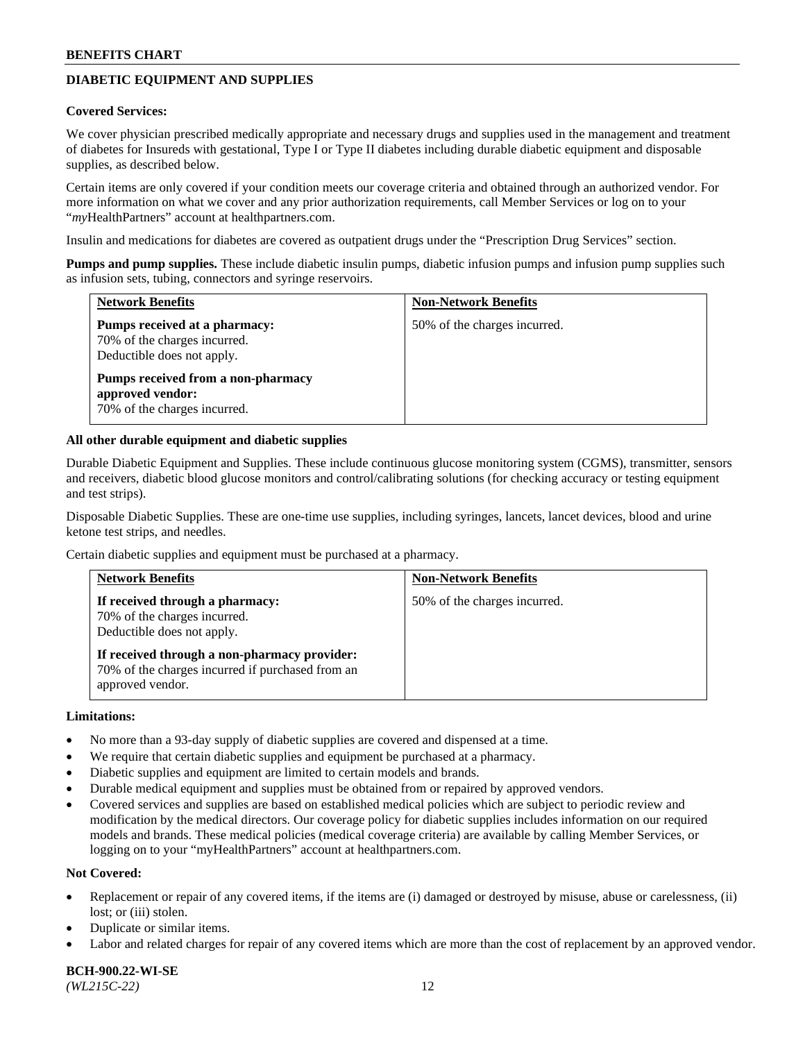## DIABETIC EQUIPMENT AND SUPPLIES

**Covered Services:**

We cover physician prescribed medically appropriate and necessary drugs and supplies used in the management and treatment of diabetes for Insureds with gestational, Type I or Type II diabetes including durable diabetic equipment and disposable supplies, as described below.

Certain items are only covered if your condition meets our coverage criteria and obtained through an authorized vendor. For more information on what we cover and any prior authorization requirements, call Member Services or log on to your "*my*HealthPartners" account at healthpartners.com.

Insulin and medications for diabetes are covered as outpatient drugs under the "Prescription Drug Services" section.

**Pumps and pump supplies.** These include diabetic insulin pumps, diabetic infusion pumps and infusion pump supplies such as infusion sets, tubing, connectors and syringe reservoirs.

| Network Benefits | Non-Network Benefits |
|---|---|
| **Pumps received at a pharmacy:** 70% of the charges incurred. Deductible does not apply.<br><br>**Pumps received from a non-pharmacy approved vendor:** 70% of the charges incurred. | 50% of the charges incurred. |

**All other durable equipment and diabetic supplies**

Durable Diabetic Equipment and Supplies. These include continuous glucose monitoring system (CGMS), transmitter, sensors and receivers, diabetic blood glucose monitors and control/calibrating solutions (for checking accuracy or testing equipment and test strips).

Disposable Diabetic Supplies. These are one-time use supplies, including syringes, lancets, lancet devices, blood and urine ketone test strips, and needles.

Certain diabetic supplies and equipment must be purchased at a pharmacy.

| Network Benefits | Non-Network Benefits |
|---|---|
| **If received through a pharmacy:** 70% of the charges incurred. Deductible does not apply.<br><br>**If received through a non-pharmacy provider:** 70% of the charges incurred if purchased from an approved vendor. | 50% of the charges incurred. |

**Limitations:**

- No more than a 93-day supply of diabetic supplies are covered and dispensed at a time.
- We require that certain diabetic supplies and equipment be purchased at a pharmacy.
- Diabetic supplies and equipment are limited to certain models and brands.
- Durable medical equipment and supplies must be obtained from or repaired by approved vendors.
- Covered services and supplies are based on established medical policies which are subject to periodic review and modification by the medical directors. Our coverage policy for diabetic supplies includes information on our required models and brands. These medical policies (medical coverage criteria) are available by calling Member Services, or logging on to your "myHealthPartners" account at healthpartners.com.

**Not Covered:**

- Replacement or repair of any covered items, if the items are (i) damaged or destroyed by misuse, abuse or carelessness, (ii) lost; or (iii) stolen.
- Duplicate or similar items.
- Labor and related charges for repair of any covered items which are more than the cost of replacement by an approved vendor.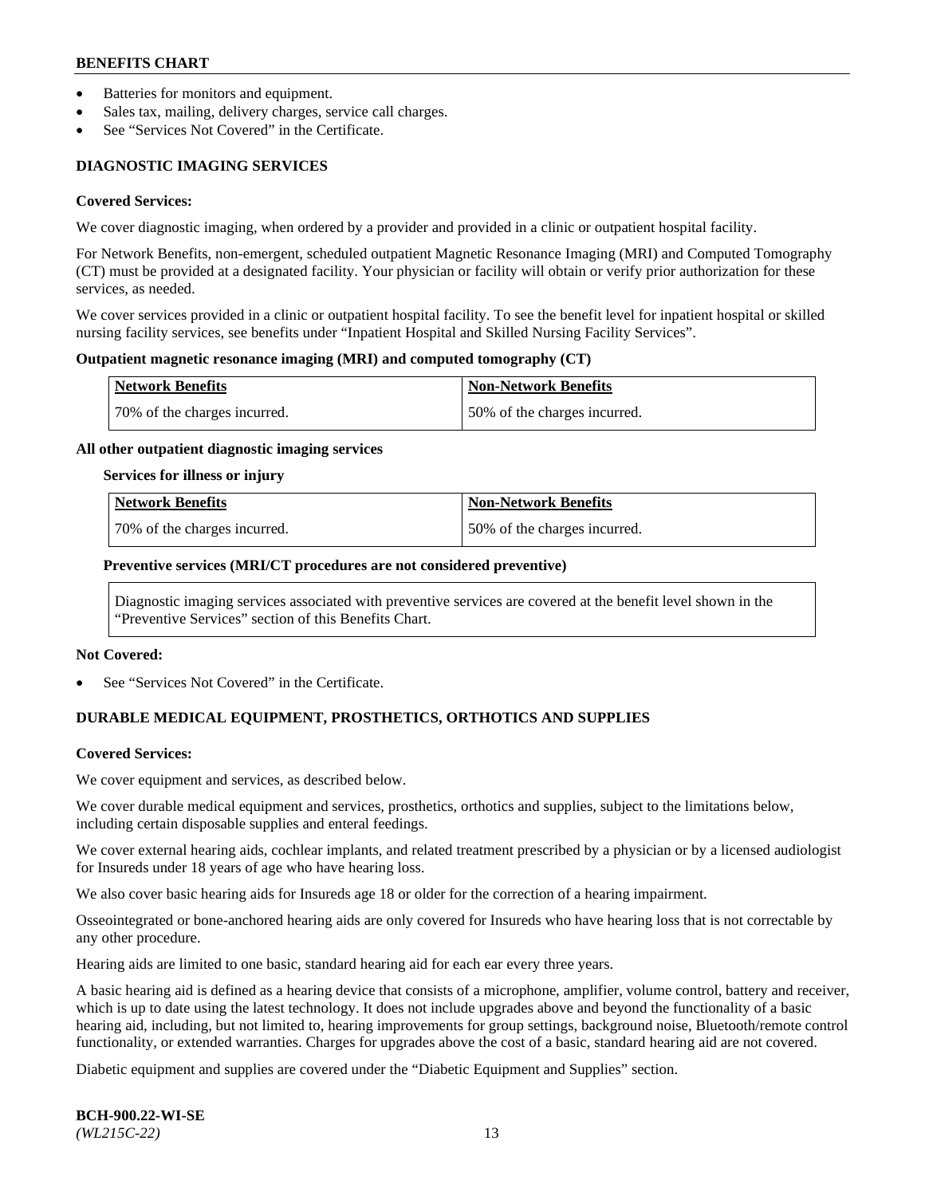- Batteries for monitors and equipment.
- Sales tax, mailing, delivery charges, service call charges.
- See "Services Not Covered" in the Certificate.

### DIAGNOSTIC IMAGING SERVICES

**Covered Services:**

We cover diagnostic imaging, when ordered by a provider and provided in a clinic or outpatient hospital facility.

For Network Benefits, non-emergent, scheduled outpatient Magnetic Resonance Imaging (MRI) and Computed Tomography (CT) must be provided at a designated facility. Your physician or facility will obtain or verify prior authorization for these services, as needed.

We cover services provided in a clinic or outpatient hospital facility. To see the benefit level for inpatient hospital or skilled nursing facility services, see benefits under "Inpatient Hospital and Skilled Nursing Facility Services".

**Outpatient magnetic resonance imaging (MRI) and computed tomography (CT)**

| Network Benefits | Non-Network Benefits |
| --- | --- |
| 70% of the charges incurred. | 50% of the charges incurred. |

**All other outpatient diagnostic imaging services**

**Services for illness or injury**

| Network Benefits | Non-Network Benefits |
| --- | --- |
| 70% of the charges incurred. | 50% of the charges incurred. |

**Preventive services (MRI/CT procedures are not considered preventive)**

Diagnostic imaging services associated with preventive services are covered at the benefit level shown in the "Preventive Services" section of this Benefits Chart.

**Not Covered:**

- See "Services Not Covered" in the Certificate.

### DURABLE MEDICAL EQUIPMENT, PROSTHETICS, ORTHOTICS AND SUPPLIES

**Covered Services:**

We cover equipment and services, as described below.

We cover durable medical equipment and services, prosthetics, orthotics and supplies, subject to the limitations below, including certain disposable supplies and enteral feedings.

We cover external hearing aids, cochlear implants, and related treatment prescribed by a physician or by a licensed audiologist for Insureds under 18 years of age who have hearing loss.

We also cover basic hearing aids for Insureds age 18 or older for the correction of a hearing impairment.

Osseointegrated or bone-anchored hearing aids are only covered for Insureds who have hearing loss that is not correctable by any other procedure.

Hearing aids are limited to one basic, standard hearing aid for each ear every three years.

A basic hearing aid is defined as a hearing device that consists of a microphone, amplifier, volume control, battery and receiver, which is up to date using the latest technology. It does not include upgrades above and beyond the functionality of a basic hearing aid, including, but not limited to, hearing improvements for group settings, background noise, Bluetooth/remote control functionality, or extended warranties. Charges for upgrades above the cost of a basic, standard hearing aid are not covered.

Diabetic equipment and supplies are covered under the "Diabetic Equipment and Supplies" section.

**BCH-900.22-WI-SE**
*(WL215C-22)*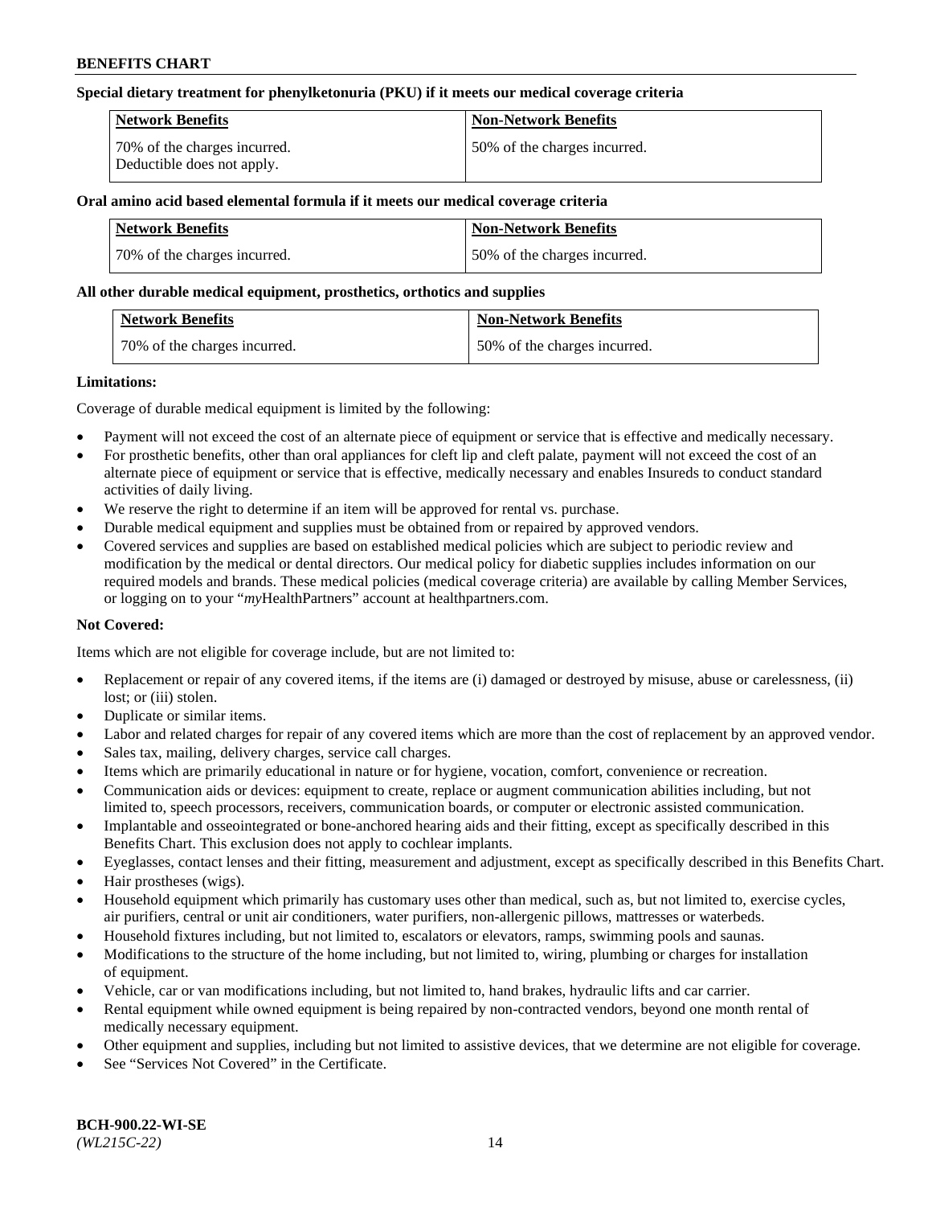**Special dietary treatment for phenylketonuria (PKU) if it meets our medical coverage criteria**

| Network Benefits | Non-Network Benefits |
|---|---|
| 70% of the charges incurred. Deductible does not apply. | 50% of the charges incurred. |

**Oral amino acid based elemental formula if it meets our medical coverage criteria**

| Network Benefits | Non-Network Benefits |
|---|---|
| 70% of the charges incurred. | 50% of the charges incurred. |

**All other durable medical equipment, prosthetics, orthotics and supplies**

| Network Benefits | Non-Network Benefits |
|---|---|
| 70% of the charges incurred. | 50% of the charges incurred. |

**Limitations:**

Coverage of durable medical equipment is limited by the following:

- Payment will not exceed the cost of an alternate piece of equipment or service that is effective and medically necessary.
- For prosthetic benefits, other than oral appliances for cleft lip and cleft palate, payment will not exceed the cost of an alternate piece of equipment or service that is effective, medically necessary and enables Insureds to conduct standard activities of daily living.
- We reserve the right to determine if an item will be approved for rental vs. purchase.
- Durable medical equipment and supplies must be obtained from or repaired by approved vendors.
- Covered services and supplies are based on established medical policies which are subject to periodic review and modification by the medical or dental directors. Our medical policy for diabetic supplies includes information on our required models and brands. These medical policies (medical coverage criteria) are available by calling Member Services, or logging on to your "*my*HealthPartners" account at healthpartners.com.

**Not Covered:**

Items which are not eligible for coverage include, but are not limited to:

- Replacement or repair of any covered items, if the items are (i) damaged or destroyed by misuse, abuse or carelessness, (ii) lost; or (iii) stolen.
- Duplicate or similar items.
- Labor and related charges for repair of any covered items which are more than the cost of replacement by an approved vendor.
- Sales tax, mailing, delivery charges, service call charges.
- Items which are primarily educational in nature or for hygiene, vocation, comfort, convenience or recreation.
- Communication aids or devices: equipment to create, replace or augment communication abilities including, but not limited to, speech processors, receivers, communication boards, or computer or electronic assisted communication.
- Implantable and osseointegrated or bone-anchored hearing aids and their fitting, except as specifically described in this Benefits Chart. This exclusion does not apply to cochlear implants.
- Eyeglasses, contact lenses and their fitting, measurement and adjustment, except as specifically described in this Benefits Chart.
- Hair prostheses (wigs).
- Household equipment which primarily has customary uses other than medical, such as, but not limited to, exercise cycles, air purifiers, central or unit air conditioners, water purifiers, non-allergenic pillows, mattresses or waterbeds.
- Household fixtures including, but not limited to, escalators or elevators, ramps, swimming pools and saunas.
- Modifications to the structure of the home including, but not limited to, wiring, plumbing or charges for installation of equipment.
- Vehicle, car or van modifications including, but not limited to, hand brakes, hydraulic lifts and car carrier.
- Rental equipment while owned equipment is being repaired by non-contracted vendors, beyond one month rental of medically necessary equipment.
- Other equipment and supplies, including but not limited to assistive devices, that we determine are not eligible for coverage.
- See "Services Not Covered" in the Certificate.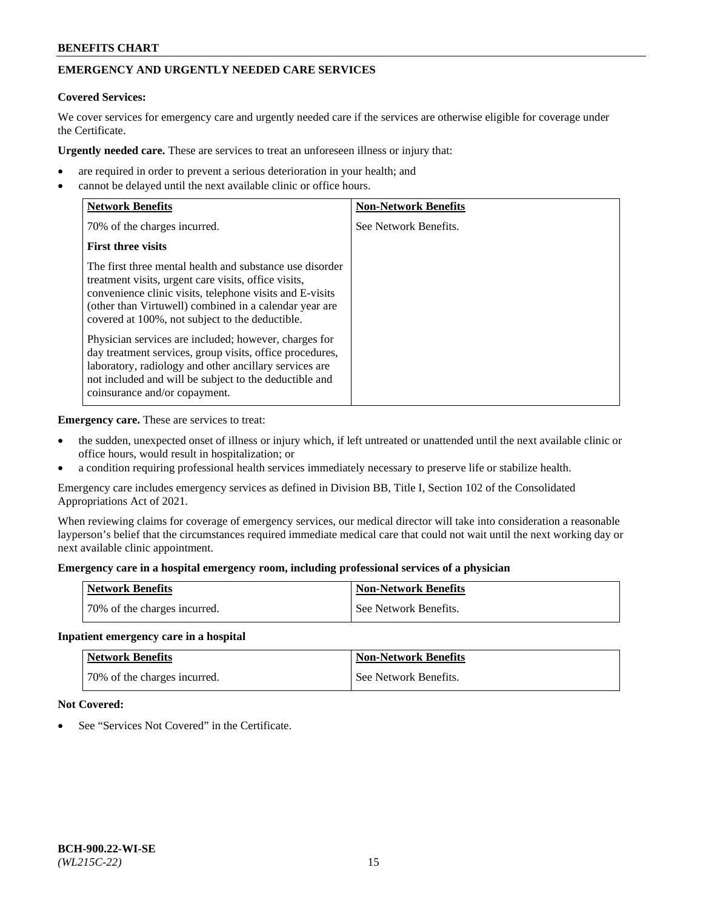## EMERGENCY AND URGENTLY NEEDED CARE SERVICES

**Covered Services:**

We cover services for emergency care and urgently needed care if the services are otherwise eligible for coverage under the Certificate.

**Urgently needed care.** These are services to treat an unforeseen illness or injury that:

- are required in order to prevent a serious deterioration in your health; and
- cannot be delayed until the next available clinic or office hours.

| Network Benefits | Non-Network Benefits |
| --- | --- |
| 70% of the charges incurred.<br><br>**First three visits**<br><br>The first three mental health and substance use disorder treatment visits, urgent care visits, office visits, convenience clinic visits, telephone visits and E-visits (other than Virtuwell) combined in a calendar year are covered at 100%, not subject to the deductible.<br><br>Physician services are included; however, charges for day treatment services, group visits, office procedures, laboratory, radiology and other ancillary services are not included and will be subject to the deductible and coinsurance and/or copayment. | See Network Benefits. |

**Emergency care.** These are services to treat:

- the sudden, unexpected onset of illness or injury which, if left untreated or unattended until the next available clinic or office hours, would result in hospitalization; or
- a condition requiring professional health services immediately necessary to preserve life or stabilize health.

Emergency care includes emergency services as defined in Division BB, Title I, Section 102 of the Consolidated Appropriations Act of 2021.

When reviewing claims for coverage of emergency services, our medical director will take into consideration a reasonable layperson's belief that the circumstances required immediate medical care that could not wait until the next working day or next available clinic appointment.

**Emergency care in a hospital emergency room, including professional services of a physician**

| Network Benefits | Non-Network Benefits |
| --- | --- |
| 70% of the charges incurred. | See Network Benefits. |

**Inpatient emergency care in a hospital**

| Network Benefits | Non-Network Benefits |
| --- | --- |
| 70% of the charges incurred. | See Network Benefits. |

**Not Covered:**

- See "Services Not Covered" in the Certificate.

BCH-900.22-WI-SE
*(WL215C-22)*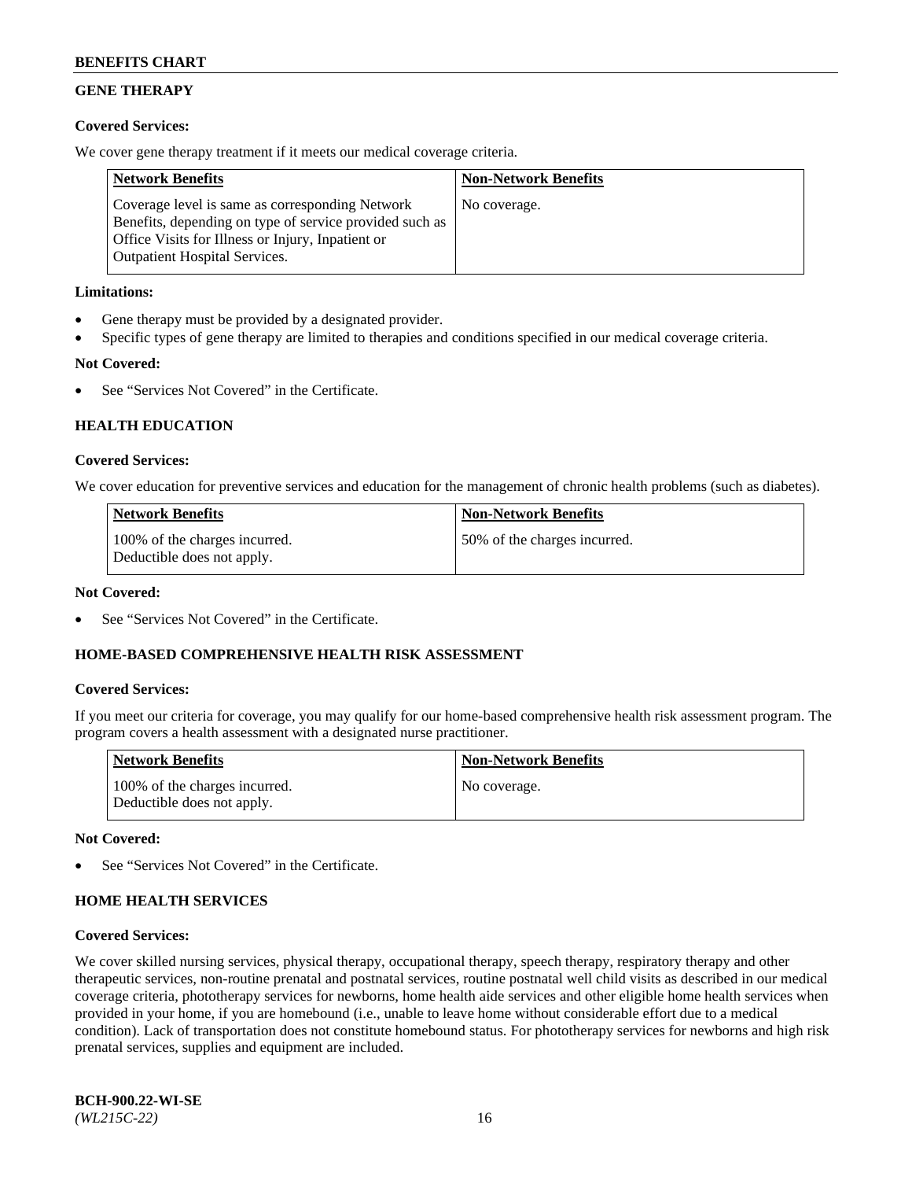## GENE THERAPY

**Covered Services:**

We cover gene therapy treatment if it meets our medical coverage criteria.

| Network Benefits | Non-Network Benefits |
| --- | --- |
| Coverage level is same as corresponding Network Benefits, depending on type of service provided such as Office Visits for Illness or Injury, Inpatient or Outpatient Hospital Services. | No coverage. |

**Limitations:**

- Gene therapy must be provided by a designated provider.
- Specific types of gene therapy are limited to therapies and conditions specified in our medical coverage criteria.

**Not Covered:**

- See "Services Not Covered" in the Certificate.

## HEALTH EDUCATION

**Covered Services:**

We cover education for preventive services and education for the management of chronic health problems (such as diabetes).

| Network Benefits | Non-Network Benefits |
| --- | --- |
| 100% of the charges incurred. Deductible does not apply. | 50% of the charges incurred. |

**Not Covered:**

- See "Services Not Covered" in the Certificate.

## HOME-BASED COMPREHENSIVE HEALTH RISK ASSESSMENT

**Covered Services:**

If you meet our criteria for coverage, you may qualify for our home-based comprehensive health risk assessment program. The program covers a health assessment with a designated nurse practitioner.

| Network Benefits | Non-Network Benefits |
| --- | --- |
| 100% of the charges incurred. Deductible does not apply. | No coverage. |

**Not Covered:**

- See "Services Not Covered" in the Certificate.

## HOME HEALTH SERVICES

**Covered Services:**

We cover skilled nursing services, physical therapy, occupational therapy, speech therapy, respiratory therapy and other therapeutic services, non-routine prenatal and postnatal services, routine postnatal well child visits as described in our medical coverage criteria, phototherapy services for newborns, home health aide services and other eligible home health services when provided in your home, if you are homebound (i.e., unable to leave home without considerable effort due to a medical condition). Lack of transportation does not constitute homebound status. For phototherapy services for newborns and high risk prenatal services, supplies and equipment are included.

**BCH-900.22-WI-SE**
*(WL215C-22)*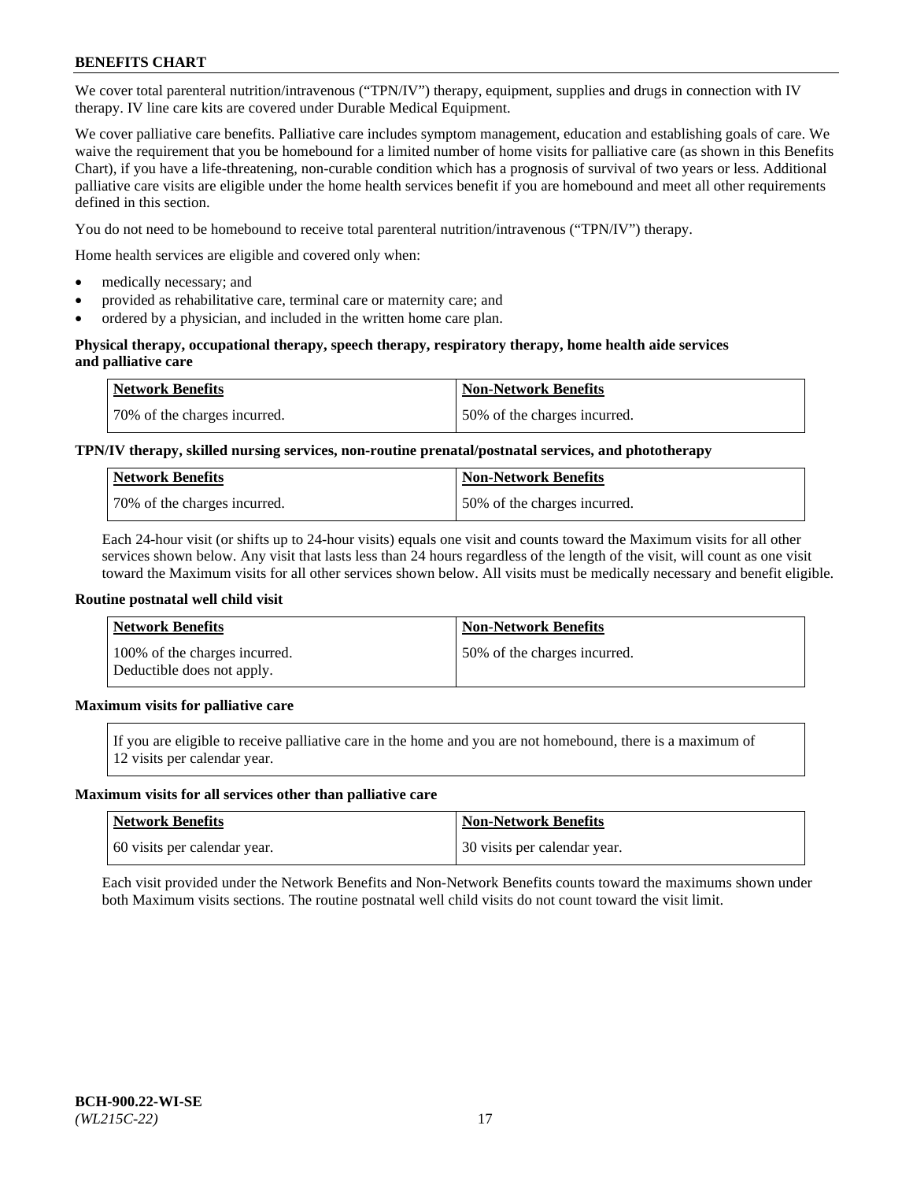We cover total parenteral nutrition/intravenous ("TPN/IV") therapy, equipment, supplies and drugs in connection with IV therapy. IV line care kits are covered under Durable Medical Equipment.

We cover palliative care benefits. Palliative care includes symptom management, education and establishing goals of care. We waive the requirement that you be homebound for a limited number of home visits for palliative care (as shown in this Benefits Chart), if you have a life-threatening, non-curable condition which has a prognosis of survival of two years or less. Additional palliative care visits are eligible under the home health services benefit if you are homebound and meet all other requirements defined in this section.

You do not need to be homebound to receive total parenteral nutrition/intravenous ("TPN/IV") therapy.

Home health services are eligible and covered only when:

- medically necessary; and
- provided as rehabilitative care, terminal care or maternity care; and
- ordered by a physician, and included in the written home care plan.

**Physical therapy, occupational therapy, speech therapy, respiratory therapy, home health aide services and palliative care**

| Network Benefits | Non-Network Benefits |
|---|---|
| 70% of the charges incurred. | 50% of the charges incurred. |

**TPN/IV therapy, skilled nursing services, non-routine prenatal/postnatal services, and phototherapy**

| Network Benefits | Non-Network Benefits |
|---|---|
| 70% of the charges incurred. | 50% of the charges incurred. |

Each 24-hour visit (or shifts up to 24-hour visits) equals one visit and counts toward the Maximum visits for all other services shown below. Any visit that lasts less than 24 hours regardless of the length of the visit, will count as one visit toward the Maximum visits for all other services shown below. All visits must be medically necessary and benefit eligible.

**Routine postnatal well child visit**

| Network Benefits | Non-Network Benefits |
|---|---|
| 100% of the charges incurred. Deductible does not apply. | 50% of the charges incurred. |

**Maximum visits for palliative care**

If you are eligible to receive palliative care in the home and you are not homebound, there is a maximum of 12 visits per calendar year.

**Maximum visits for all services other than palliative care**

| Network Benefits | Non-Network Benefits |
|---|---|
| 60 visits per calendar year. | 30 visits per calendar year. |

Each visit provided under the Network Benefits and Non-Network Benefits counts toward the maximums shown under both Maximum visits sections. The routine postnatal well child visits do not count toward the visit limit.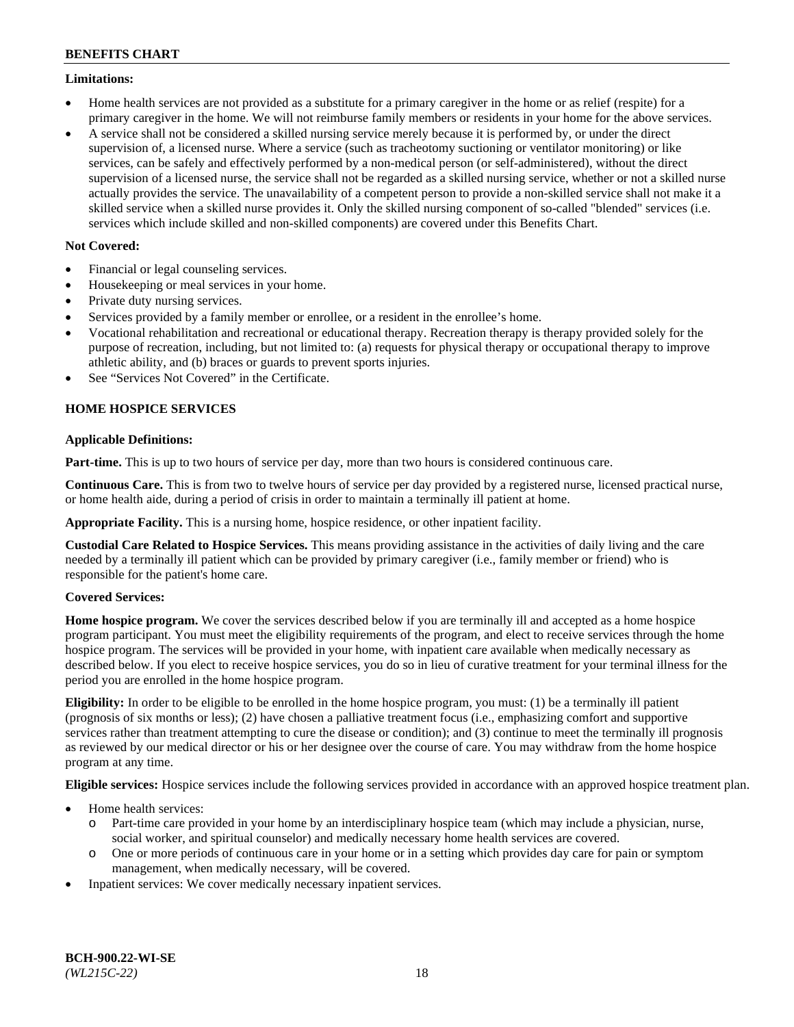**Limitations:**

- Home health services are not provided as a substitute for a primary caregiver in the home or as relief (respite) for a primary caregiver in the home. We will not reimburse family members or residents in your home for the above services.
- A service shall not be considered a skilled nursing service merely because it is performed by, or under the direct supervision of, a licensed nurse. Where a service (such as tracheotomy suctioning or ventilator monitoring) or like services, can be safely and effectively performed by a non-medical person (or self-administered), without the direct supervision of a licensed nurse, the service shall not be regarded as a skilled nursing service, whether or not a skilled nurse actually provides the service. The unavailability of a competent person to provide a non-skilled service shall not make it a skilled service when a skilled nurse provides it. Only the skilled nursing component of so-called "blended" services (i.e. services which include skilled and non-skilled components) are covered under this Benefits Chart.

**Not Covered:**

- Financial or legal counseling services.
- Housekeeping or meal services in your home.
- Private duty nursing services.
- Services provided by a family member or enrollee, or a resident in the enrollee's home.
- Vocational rehabilitation and recreational or educational therapy. Recreation therapy is therapy provided solely for the purpose of recreation, including, but not limited to: (a) requests for physical therapy or occupational therapy to improve athletic ability, and (b) braces or guards to prevent sports injuries.
- See "Services Not Covered" in the Certificate.

**HOME HOSPICE SERVICES**

**Applicable Definitions:**

**Part-time.** This is up to two hours of service per day, more than two hours is considered continuous care.

**Continuous Care.** This is from two to twelve hours of service per day provided by a registered nurse, licensed practical nurse, or home health aide, during a period of crisis in order to maintain a terminally ill patient at home.

**Appropriate Facility.** This is a nursing home, hospice residence, or other inpatient facility.

**Custodial Care Related to Hospice Services.** This means providing assistance in the activities of daily living and the care needed by a terminally ill patient which can be provided by primary caregiver (i.e., family member or friend) who is responsible for the patient's home care.

**Covered Services:**

**Home hospice program.** We cover the services described below if you are terminally ill and accepted as a home hospice program participant. You must meet the eligibility requirements of the program, and elect to receive services through the home hospice program. The services will be provided in your home, with inpatient care available when medically necessary as described below. If you elect to receive hospice services, you do so in lieu of curative treatment for your terminal illness for the period you are enrolled in the home hospice program.

**Eligibility:** In order to be eligible to be enrolled in the home hospice program, you must: (1) be a terminally ill patient (prognosis of six months or less); (2) have chosen a palliative treatment focus (i.e., emphasizing comfort and supportive services rather than treatment attempting to cure the disease or condition); and (3) continue to meet the terminally ill prognosis as reviewed by our medical director or his or her designee over the course of care. You may withdraw from the home hospice program at any time.

**Eligible services:** Hospice services include the following services provided in accordance with an approved hospice treatment plan.

- Home health services:
  - Part-time care provided in your home by an interdisciplinary hospice team (which may include a physician, nurse, social worker, and spiritual counselor) and medically necessary home health services are covered.
  - One or more periods of continuous care in your home or in a setting which provides day care for pain or symptom management, when medically necessary, will be covered.
- Inpatient services: We cover medically necessary inpatient services.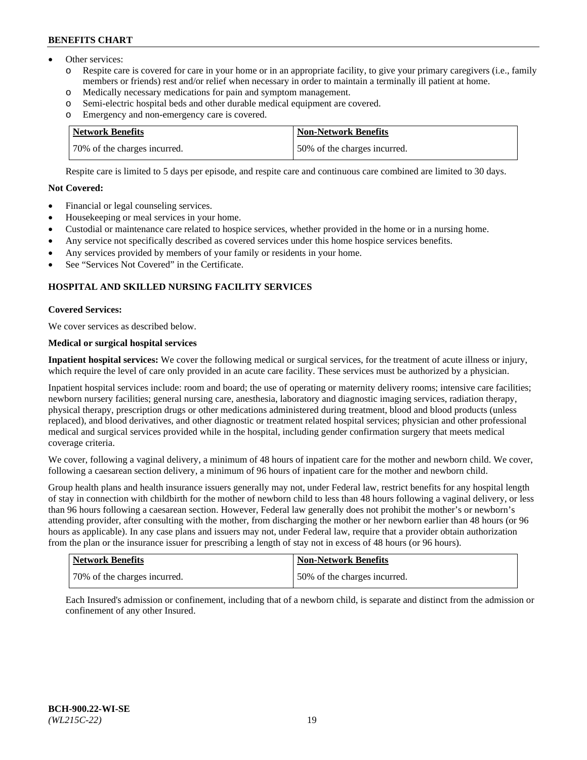- Other services:
  - Respite care is covered for care in your home or in an appropriate facility, to give your primary caregivers (i.e., family members or friends) rest and/or relief when necessary in order to maintain a terminally ill patient at home.
  - Medically necessary medications for pain and symptom management.
  - Semi-electric hospital beds and other durable medical equipment are covered.
  - Emergency and non-emergency care is covered.

| Network Benefits | Non-Network Benefits |
|---|---|
| 70% of the charges incurred. | 50% of the charges incurred. |

Respite care is limited to 5 days per episode, and respite care and continuous care combined are limited to 30 days.

**Not Covered:**

- Financial or legal counseling services.
- Housekeeping or meal services in your home.
- Custodial or maintenance care related to hospice services, whether provided in the home or in a nursing home.
- Any service not specifically described as covered services under this home hospice services benefits.
- Any services provided by members of your family or residents in your home.
- See "Services Not Covered" in the Certificate.

### HOSPITAL AND SKILLED NURSING FACILITY SERVICES

**Covered Services:**

We cover services as described below.

**Medical or surgical hospital services**

**Inpatient hospital services:** We cover the following medical or surgical services, for the treatment of acute illness or injury, which require the level of care only provided in an acute care facility. These services must be authorized by a physician.

Inpatient hospital services include: room and board; the use of operating or maternity delivery rooms; intensive care facilities; newborn nursery facilities; general nursing care, anesthesia, laboratory and diagnostic imaging services, radiation therapy, physical therapy, prescription drugs or other medications administered during treatment, blood and blood products (unless replaced), and blood derivatives, and other diagnostic or treatment related hospital services; physician and other professional medical and surgical services provided while in the hospital, including gender confirmation surgery that meets medical coverage criteria.

We cover, following a vaginal delivery, a minimum of 48 hours of inpatient care for the mother and newborn child. We cover, following a caesarean section delivery, a minimum of 96 hours of inpatient care for the mother and newborn child.

Group health plans and health insurance issuers generally may not, under Federal law, restrict benefits for any hospital length of stay in connection with childbirth for the mother of newborn child to less than 48 hours following a vaginal delivery, or less than 96 hours following a caesarean section. However, Federal law generally does not prohibit the mother's or newborn's attending provider, after consulting with the mother, from discharging the mother or her newborn earlier than 48 hours (or 96 hours as applicable). In any case plans and issuers may not, under Federal law, require that a provider obtain authorization from the plan or the insurance issuer for prescribing a length of stay not in excess of 48 hours (or 96 hours).

| Network Benefits | Non-Network Benefits |
|---|---|
| 70% of the charges incurred. | 50% of the charges incurred. |

Each Insured's admission or confinement, including that of a newborn child, is separate and distinct from the admission or confinement of any other Insured.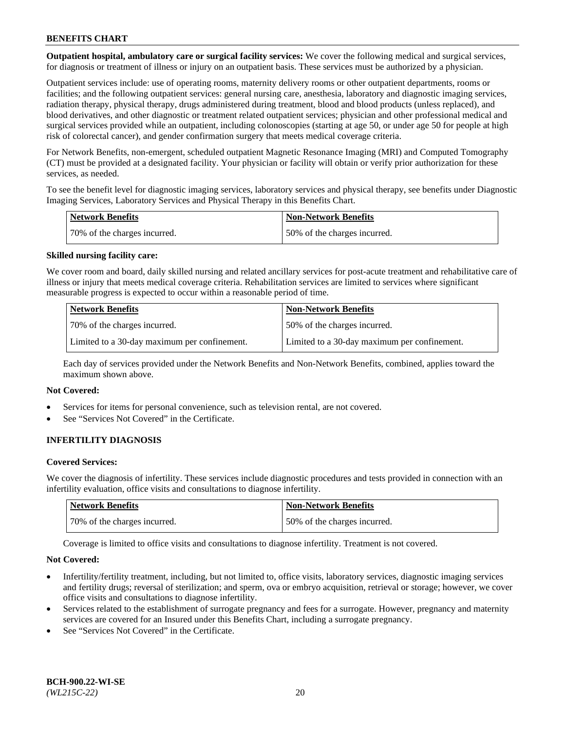**Outpatient hospital, ambulatory care or surgical facility services:** We cover the following medical and surgical services, for diagnosis or treatment of illness or injury on an outpatient basis. These services must be authorized by a physician.

Outpatient services include: use of operating rooms, maternity delivery rooms or other outpatient departments, rooms or facilities; and the following outpatient services: general nursing care, anesthesia, laboratory and diagnostic imaging services, radiation therapy, physical therapy, drugs administered during treatment, blood and blood products (unless replaced), and blood derivatives, and other diagnostic or treatment related outpatient services; physician and other professional medical and surgical services provided while an outpatient, including colonoscopies (starting at age 50, or under age 50 for people at high risk of colorectal cancer), and gender confirmation surgery that meets medical coverage criteria.

For Network Benefits, non-emergent, scheduled outpatient Magnetic Resonance Imaging (MRI) and Computed Tomography (CT) must be provided at a designated facility. Your physician or facility will obtain or verify prior authorization for these services, as needed.

To see the benefit level for diagnostic imaging services, laboratory services and physical therapy, see benefits under Diagnostic Imaging Services, Laboratory Services and Physical Therapy in this Benefits Chart.

| Network Benefits | Non-Network Benefits |
| --- | --- |
| 70% of the charges incurred. | 50% of the charges incurred. |

**Skilled nursing facility care:**

We cover room and board, daily skilled nursing and related ancillary services for post-acute treatment and rehabilitative care of illness or injury that meets medical coverage criteria. Rehabilitation services are limited to services where significant measurable progress is expected to occur within a reasonable period of time.

| Network Benefits | Non-Network Benefits |
| --- | --- |
| 70% of the charges incurred. | 50% of the charges incurred. |
| Limited to a 30-day maximum per confinement. | Limited to a 30-day maximum per confinement. |

Each day of services provided under the Network Benefits and Non-Network Benefits, combined, applies toward the maximum shown above.

**Not Covered:**

- Services for items for personal convenience, such as television rental, are not covered.
- See "Services Not Covered" in the Certificate.

## INFERTILITY DIAGNOSIS

**Covered Services:**

We cover the diagnosis of infertility. These services include diagnostic procedures and tests provided in connection with an infertility evaluation, office visits and consultations to diagnose infertility.

| Network Benefits | Non-Network Benefits |
| --- | --- |
| 70% of the charges incurred. | 50% of the charges incurred. |

Coverage is limited to office visits and consultations to diagnose infertility. Treatment is not covered.

**Not Covered:**

- Infertility/fertility treatment, including, but not limited to, office visits, laboratory services, diagnostic imaging services and fertility drugs; reversal of sterilization; and sperm, ova or embryo acquisition, retrieval or storage; however, we cover office visits and consultations to diagnose infertility.
- Services related to the establishment of surrogate pregnancy and fees for a surrogate. However, pregnancy and maternity services are covered for an Insured under this Benefits Chart, including a surrogate pregnancy.
- See "Services Not Covered" in the Certificate.

**BCH-900.22-WI-SE**
*(WL215C-22)*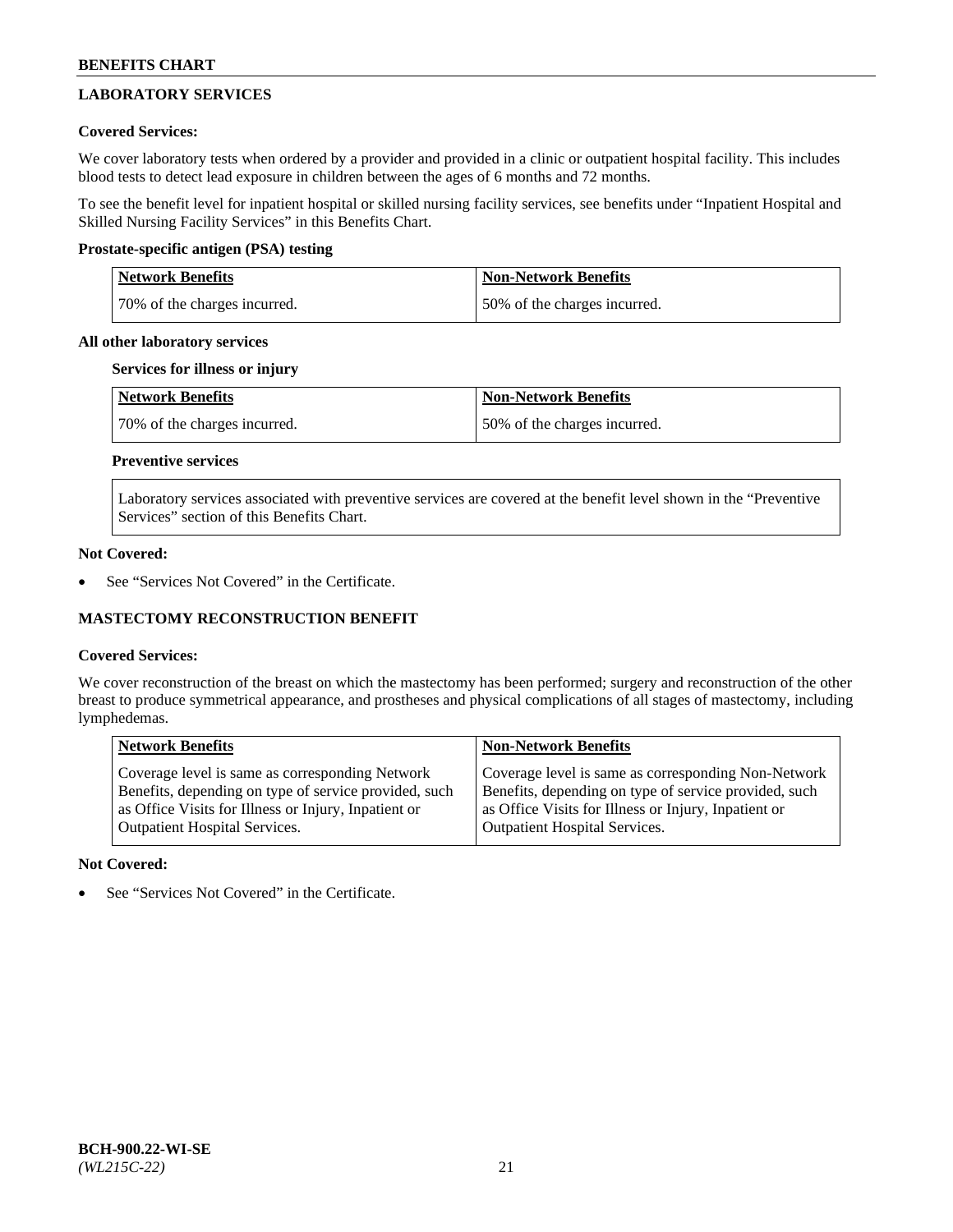## LABORATORY SERVICES

**Covered Services:**

We cover laboratory tests when ordered by a provider and provided in a clinic or outpatient hospital facility. This includes blood tests to detect lead exposure in children between the ages of 6 months and 72 months.

To see the benefit level for inpatient hospital or skilled nursing facility services, see benefits under "Inpatient Hospital and Skilled Nursing Facility Services" in this Benefits Chart.

**Prostate-specific antigen (PSA) testing**

| Network Benefits | Non-Network Benefits |
|---|---|
| 70% of the charges incurred. | 50% of the charges incurred. |

**All other laboratory services**

**Services for illness or injury**

| Network Benefits | Non-Network Benefits |
|---|---|
| 70% of the charges incurred. | 50% of the charges incurred. |

**Preventive services**

Laboratory services associated with preventive services are covered at the benefit level shown in the "Preventive Services" section of this Benefits Chart.

**Not Covered:**

- See "Services Not Covered" in the Certificate.

## MASTECTOMY RECONSTRUCTION BENEFIT

**Covered Services:**

We cover reconstruction of the breast on which the mastectomy has been performed; surgery and reconstruction of the other breast to produce symmetrical appearance, and prostheses and physical complications of all stages of mastectomy, including lymphedemas.

| Network Benefits | Non-Network Benefits |
|---|---|
| Coverage level is same as corresponding Network Benefits, depending on type of service provided, such as Office Visits for Illness or Injury, Inpatient or Outpatient Hospital Services. | Coverage level is same as corresponding Non-Network Benefits, depending on type of service provided, such as Office Visits for Illness or Injury, Inpatient or Outpatient Hospital Services. |

**Not Covered:**

- See "Services Not Covered" in the Certificate.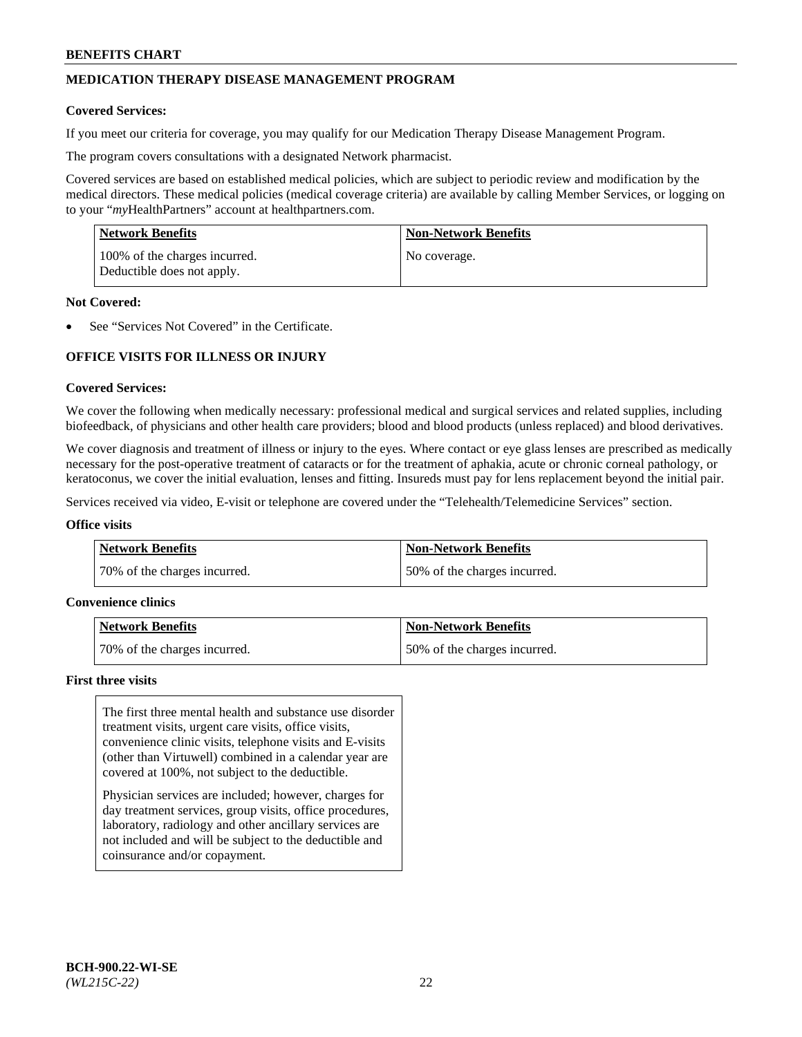## MEDICATION THERAPY DISEASE MANAGEMENT PROGRAM

**Covered Services:**

If you meet our criteria for coverage, you may qualify for our Medication Therapy Disease Management Program.

The program covers consultations with a designated Network pharmacist.

Covered services are based on established medical policies, which are subject to periodic review and modification by the medical directors. These medical policies (medical coverage criteria) are available by calling Member Services, or logging on to your "*my*HealthPartners" account at healthpartners.com.

| Network Benefits | Non-Network Benefits |
|---|---|
| 100% of the charges incurred. Deductible does not apply. | No coverage. |

**Not Covered:**

- See "Services Not Covered" in the Certificate.

## OFFICE VISITS FOR ILLNESS OR INJURY

**Covered Services:**

We cover the following when medically necessary: professional medical and surgical services and related supplies, including biofeedback, of physicians and other health care providers; blood and blood products (unless replaced) and blood derivatives.

We cover diagnosis and treatment of illness or injury to the eyes. Where contact or eye glass lenses are prescribed as medically necessary for the post-operative treatment of cataracts or for the treatment of aphakia, acute or chronic corneal pathology, or keratoconus, we cover the initial evaluation, lenses and fitting. Insureds must pay for lens replacement beyond the initial pair.

Services received via video, E-visit or telephone are covered under the "Telehealth/Telemedicine Services" section.

**Office visits**

| Network Benefits | Non-Network Benefits |
|---|---|
| 70% of the charges incurred. | 50% of the charges incurred. |

**Convenience clinics**

| Network Benefits | Non-Network Benefits |
|---|---|
| 70% of the charges incurred. | 50% of the charges incurred. |

**First three visits**

The first three mental health and substance use disorder treatment visits, urgent care visits, office visits, convenience clinic visits, telephone visits and E-visits (other than Virtuwell) combined in a calendar year are covered at 100%, not subject to the deductible.

Physician services are included; however, charges for day treatment services, group visits, office procedures, laboratory, radiology and other ancillary services are not included and will be subject to the deductible and coinsurance and/or copayment.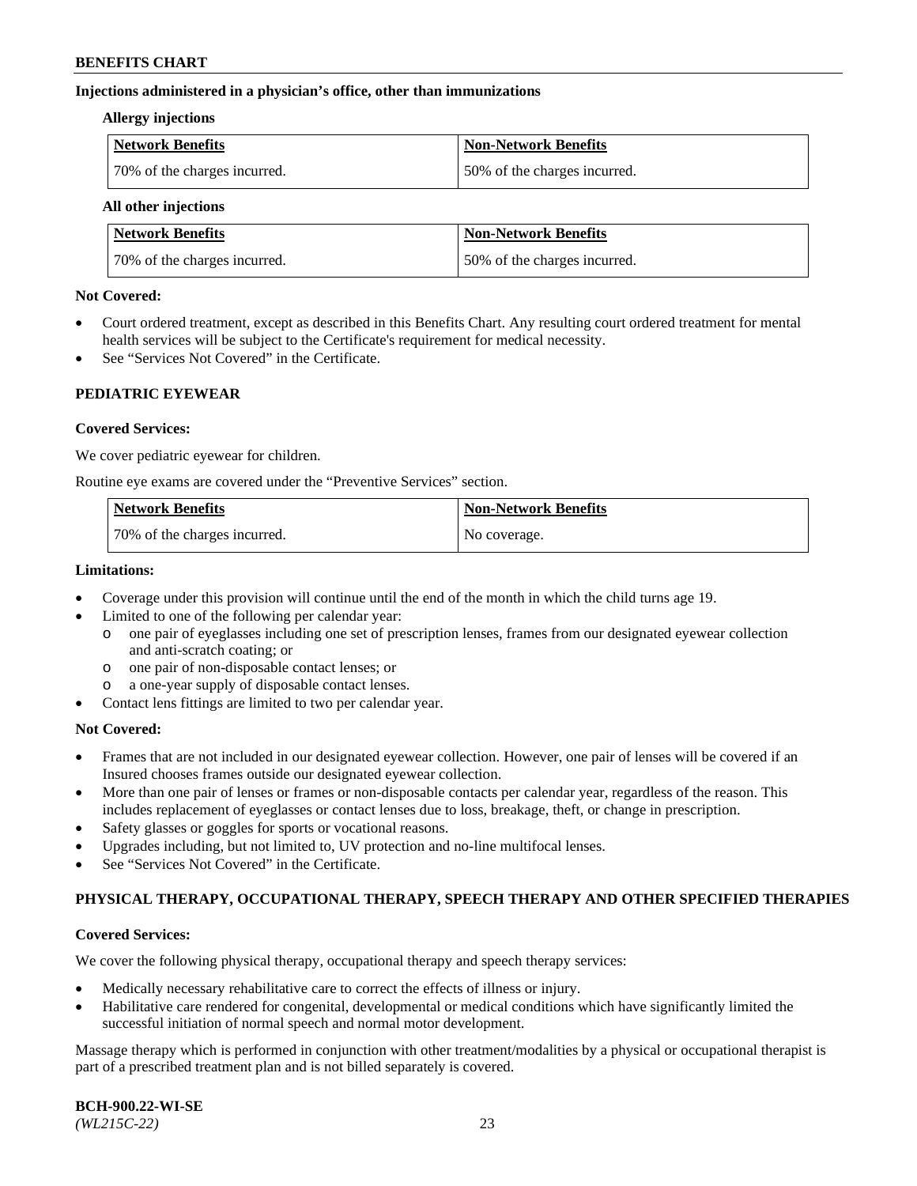**Injections administered in a physician's office, other than immunizations**

**Allergy injections**

| Network Benefits | Non-Network Benefits |
|---|---|
| 70% of the charges incurred. | 50% of the charges incurred. |

**All other injections**

| Network Benefits | Non-Network Benefits |
|---|---|
| 70% of the charges incurred. | 50% of the charges incurred. |

**Not Covered:**

- Court ordered treatment, except as described in this Benefits Chart. Any resulting court ordered treatment for mental health services will be subject to the Certificate's requirement for medical necessity.
- See "Services Not Covered" in the Certificate.

## PEDIATRIC EYEWEAR

**Covered Services:**

We cover pediatric eyewear for children.

Routine eye exams are covered under the "Preventive Services" section.

| Network Benefits | Non-Network Benefits |
|---|---|
| 70% of the charges incurred. | No coverage. |

**Limitations:**

- Coverage under this provision will continue until the end of the month in which the child turns age 19.
- Limited to one of the following per calendar year:
  - one pair of eyeglasses including one set of prescription lenses, frames from our designated eyewear collection and anti-scratch coating; or
  - one pair of non-disposable contact lenses; or
  - a one-year supply of disposable contact lenses.
- Contact lens fittings are limited to two per calendar year.

**Not Covered:**

- Frames that are not included in our designated eyewear collection. However, one pair of lenses will be covered if an Insured chooses frames outside our designated eyewear collection.
- More than one pair of lenses or frames or non-disposable contacts per calendar year, regardless of the reason. This includes replacement of eyeglasses or contact lenses due to loss, breakage, theft, or change in prescription.
- Safety glasses or goggles for sports or vocational reasons.
- Upgrades including, but not limited to, UV protection and no-line multifocal lenses.
- See "Services Not Covered" in the Certificate.

## PHYSICAL THERAPY, OCCUPATIONAL THERAPY, SPEECH THERAPY AND OTHER SPECIFIED THERAPIES

**Covered Services:**

We cover the following physical therapy, occupational therapy and speech therapy services:

- Medically necessary rehabilitative care to correct the effects of illness or injury.
- Habilitative care rendered for congenital, developmental or medical conditions which have significantly limited the successful initiation of normal speech and normal motor development.

Massage therapy which is performed in conjunction with other treatment/modalities by a physical or occupational therapist is part of a prescribed treatment plan and is not billed separately is covered.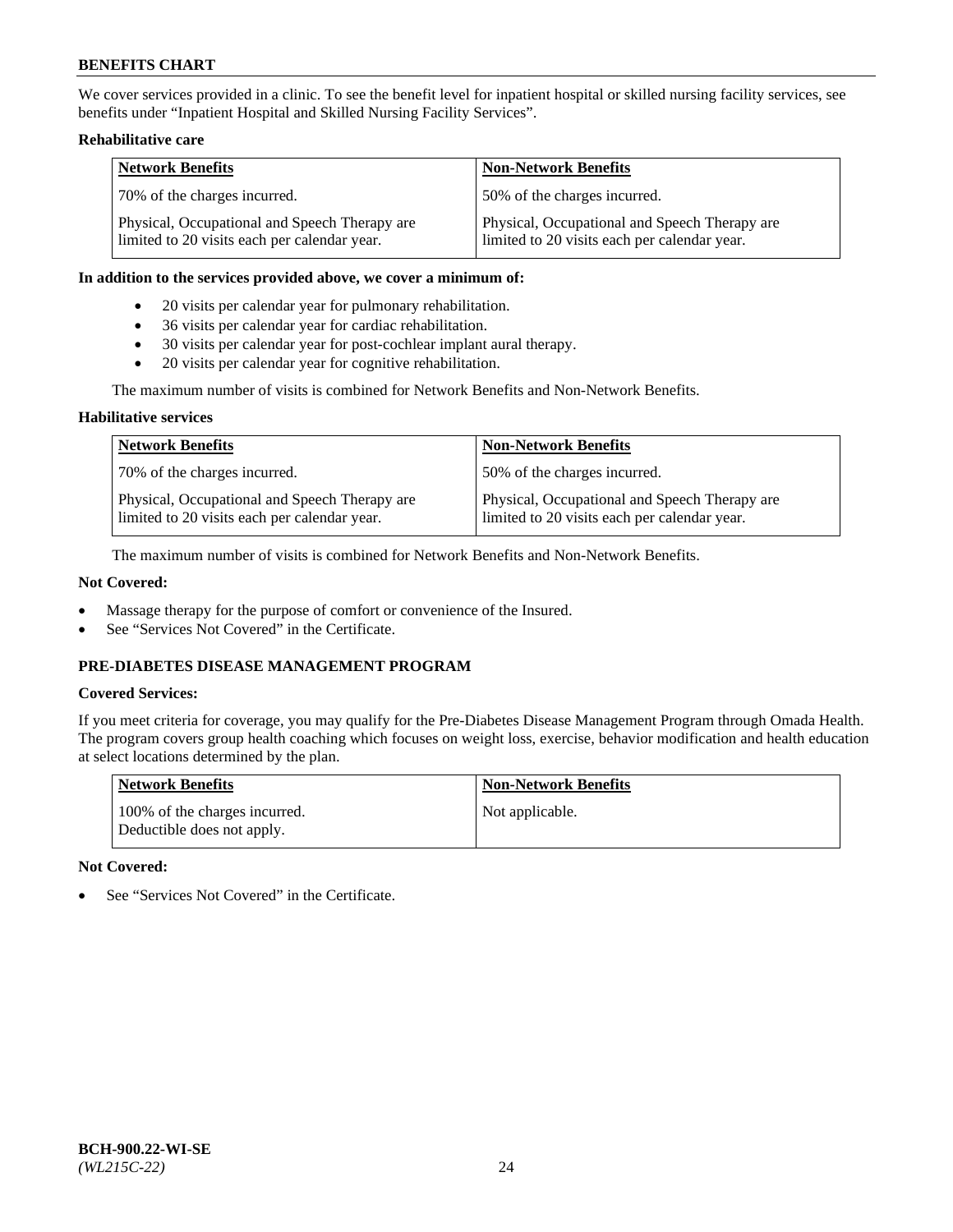We cover services provided in a clinic. To see the benefit level for inpatient hospital or skilled nursing facility services, see benefits under "Inpatient Hospital and Skilled Nursing Facility Services".

**Rehabilitative care**

| Network Benefits | Non-Network Benefits |
|---|---|
| 70% of the charges incurred. | 50% of the charges incurred. |
| Physical, Occupational and Speech Therapy are limited to 20 visits each per calendar year. | Physical, Occupational and Speech Therapy are limited to 20 visits each per calendar year. |

**In addition to the services provided above, we cover a minimum of:**

- 20 visits per calendar year for pulmonary rehabilitation.
- 36 visits per calendar year for cardiac rehabilitation.
- 30 visits per calendar year for post-cochlear implant aural therapy.
- 20 visits per calendar year for cognitive rehabilitation.

The maximum number of visits is combined for Network Benefits and Non-Network Benefits.

**Habilitative services**

| Network Benefits | Non-Network Benefits |
|---|---|
| 70% of the charges incurred. | 50% of the charges incurred. |
| Physical, Occupational and Speech Therapy are limited to 20 visits each per calendar year. | Physical, Occupational and Speech Therapy are limited to 20 visits each per calendar year. |

The maximum number of visits is combined for Network Benefits and Non-Network Benefits.

**Not Covered:**

- Massage therapy for the purpose of comfort or convenience of the Insured.
- See "Services Not Covered" in the Certificate.

## PRE-DIABETES DISEASE MANAGEMENT PROGRAM

**Covered Services:**

If you meet criteria for coverage, you may qualify for the Pre-Diabetes Disease Management Program through Omada Health. The program covers group health coaching which focuses on weight loss, exercise, behavior modification and health education at select locations determined by the plan.

| Network Benefits | Non-Network Benefits |
|---|---|
| 100% of the charges incurred. Deductible does not apply. | Not applicable. |

**Not Covered:**

- See "Services Not Covered" in the Certificate.

BCH-900.22-WI-SE
*(WL215C-22)*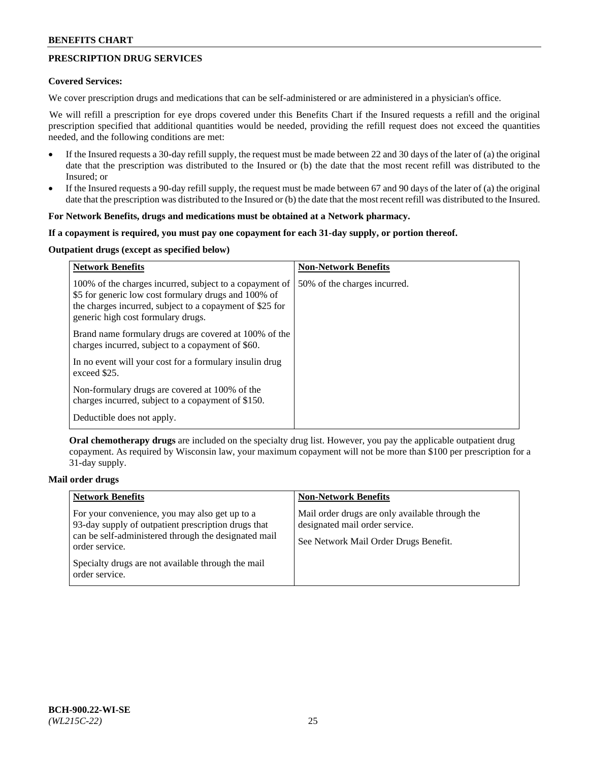## PRESCRIPTION DRUG SERVICES

**Covered Services:**

We cover prescription drugs and medications that can be self-administered or are administered in a physician's office.

We will refill a prescription for eye drops covered under this Benefits Chart if the Insured requests a refill and the original prescription specified that additional quantities would be needed, providing the refill request does not exceed the quantities needed, and the following conditions are met:

- If the Insured requests a 30-day refill supply, the request must be made between 22 and 30 days of the later of (a) the original date that the prescription was distributed to the Insured or (b) the date that the most recent refill was distributed to the Insured; or
- If the Insured requests a 90-day refill supply, the request must be made between 67 and 90 days of the later of (a) the original date that the prescription was distributed to the Insured or (b) the date that the most recent refill was distributed to the Insured.

**For Network Benefits, drugs and medications must be obtained at a Network pharmacy.**

**If a copayment is required, you must pay one copayment for each 31-day supply, or portion thereof.**

**Outpatient drugs (except as specified below)**

| Network Benefits | Non-Network Benefits |
|---|---|
| 100% of the charges incurred, subject to a copayment of \$5 for generic low cost formulary drugs and 100% of the charges incurred, subject to a copayment of \$25 for generic high cost formulary drugs.<br><br>Brand name formulary drugs are covered at 100% of the charges incurred, subject to a copayment of \$60.<br><br>In no event will your cost for a formulary insulin drug exceed \$25.<br><br>Non-formulary drugs are covered at 100% of the charges incurred, subject to a copayment of \$150.<br><br>Deductible does not apply. | 50% of the charges incurred. |

**Oral chemotherapy drugs** are included on the specialty drug list. However, you pay the applicable outpatient drug copayment. As required by Wisconsin law, your maximum copayment will not be more than \$100 per prescription for a 31-day supply.

**Mail order drugs**

| Network Benefits | Non-Network Benefits |
|---|---|
| For your convenience, you may also get up to a 93-day supply of outpatient prescription drugs that can be self-administered through the designated mail order service.<br><br>Specialty drugs are not available through the mail order service. | Mail order drugs are only available through the designated mail order service.<br><br>See Network Mail Order Drugs Benefit. |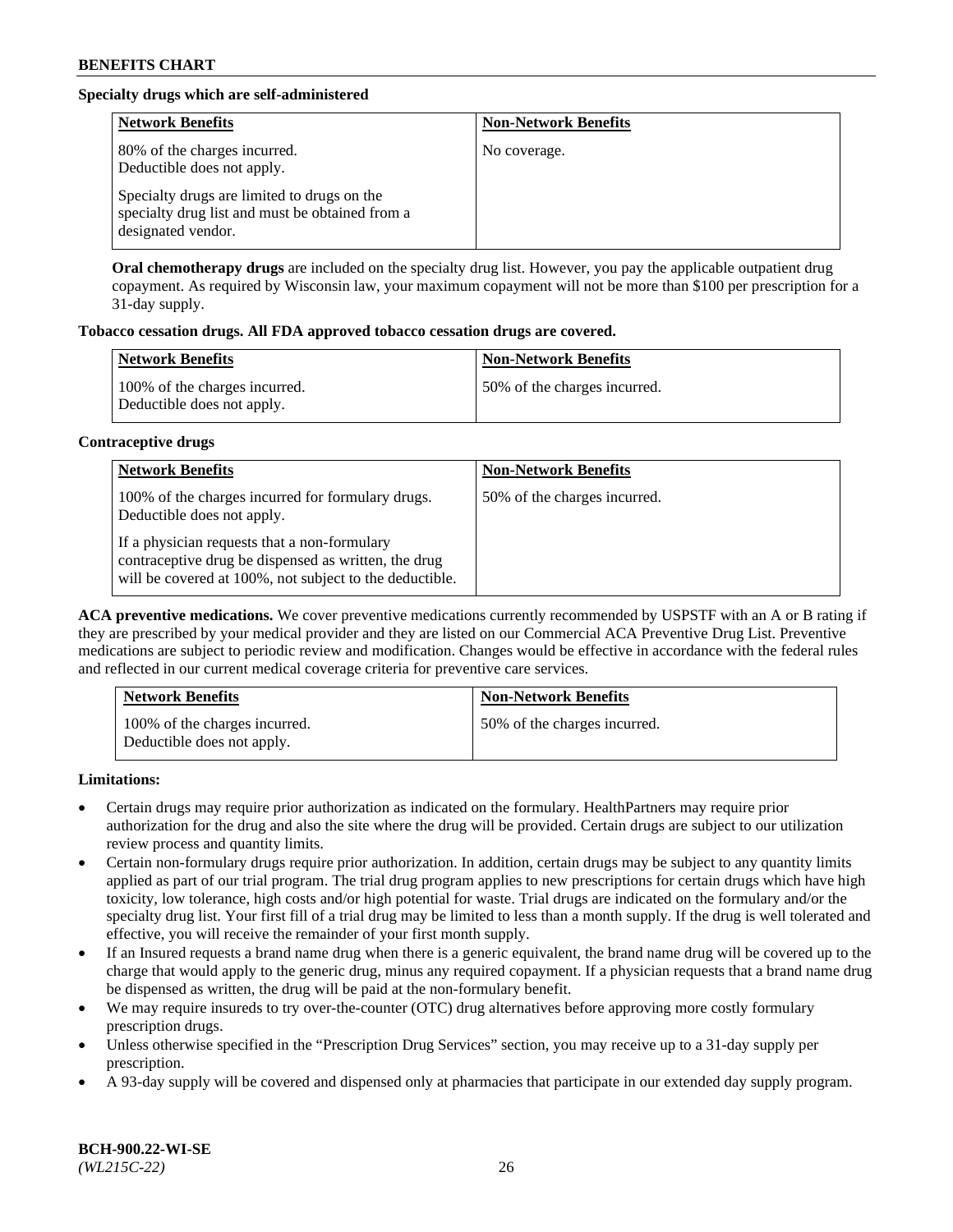**Specialty drugs which are self-administered**

| Network Benefits | Non-Network Benefits |
|---|---|
| 80% of the charges incurred. Deductible does not apply.<br><br>Specialty drugs are limited to drugs on the specialty drug list and must be obtained from a designated vendor. | No coverage. |

**Oral chemotherapy drugs** are included on the specialty drug list. However, you pay the applicable outpatient drug copayment. As required by Wisconsin law, your maximum copayment will not be more than $100 per prescription for a 31-day supply.

**Tobacco cessation drugs. All FDA approved tobacco cessation drugs are covered.**

| Network Benefits | Non-Network Benefits |
|---|---|
| 100% of the charges incurred. Deductible does not apply. | 50% of the charges incurred. |

**Contraceptive drugs**

| Network Benefits | Non-Network Benefits |
|---|---|
| 100% of the charges incurred for formulary drugs. Deductible does not apply.<br><br>If a physician requests that a non-formulary contraceptive drug be dispensed as written, the drug will be covered at 100%, not subject to the deductible. | 50% of the charges incurred. |

**ACA preventive medications.** We cover preventive medications currently recommended by USPSTF with an A or B rating if they are prescribed by your medical provider and they are listed on our Commercial ACA Preventive Drug List. Preventive medications are subject to periodic review and modification. Changes would be effective in accordance with the federal rules and reflected in our current medical coverage criteria for preventive care services.

| Network Benefits | Non-Network Benefits |
|---|---|
| 100% of the charges incurred. Deductible does not apply. | 50% of the charges incurred. |

**Limitations:**

- Certain drugs may require prior authorization as indicated on the formulary. HealthPartners may require prior authorization for the drug and also the site where the drug will be provided. Certain drugs are subject to our utilization review process and quantity limits.
- Certain non-formulary drugs require prior authorization. In addition, certain drugs may be subject to any quantity limits applied as part of our trial program. The trial drug program applies to new prescriptions for certain drugs which have high toxicity, low tolerance, high costs and/or high potential for waste. Trial drugs are indicated on the formulary and/or the specialty drug list. Your first fill of a trial drug may be limited to less than a month supply. If the drug is well tolerated and effective, you will receive the remainder of your first month supply.
- If an Insured requests a brand name drug when there is a generic equivalent, the brand name drug will be covered up to the charge that would apply to the generic drug, minus any required copayment. If a physician requests that a brand name drug be dispensed as written, the drug will be paid at the non-formulary benefit.
- We may require insureds to try over-the-counter (OTC) drug alternatives before approving more costly formulary prescription drugs.
- Unless otherwise specified in the "Prescription Drug Services" section, you may receive up to a 31-day supply per prescription.
- A 93-day supply will be covered and dispensed only at pharmacies that participate in our extended day supply program.

**BCH-900.22-WI-SE**
*(WL215C-22)*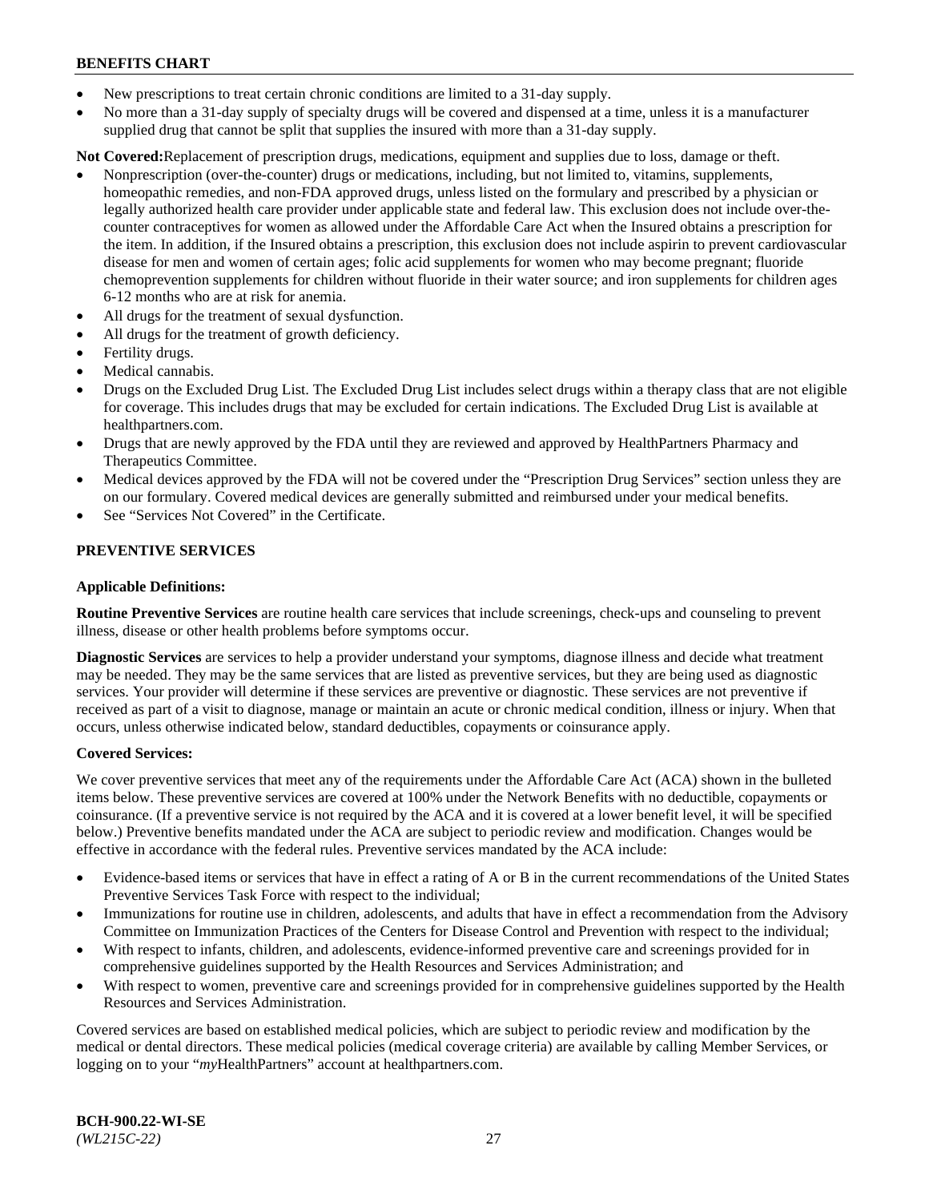- New prescriptions to treat certain chronic conditions are limited to a 31-day supply.
- No more than a 31-day supply of specialty drugs will be covered and dispensed at a time, unless it is a manufacturer supplied drug that cannot be split that supplies the insured with more than a 31-day supply.

**Not Covered:**Replacement of prescription drugs, medications, equipment and supplies due to loss, damage or theft.

- Nonprescription (over-the-counter) drugs or medications, including, but not limited to, vitamins, supplements, homeopathic remedies, and non-FDA approved drugs, unless listed on the formulary and prescribed by a physician or legally authorized health care provider under applicable state and federal law. This exclusion does not include over-the-counter contraceptives for women as allowed under the Affordable Care Act when the Insured obtains a prescription for the item. In addition, if the Insured obtains a prescription, this exclusion does not include aspirin to prevent cardiovascular disease for men and women of certain ages; folic acid supplements for women who may become pregnant; fluoride chemoprevention supplements for children without fluoride in their water source; and iron supplements for children ages 6-12 months who are at risk for anemia.
- All drugs for the treatment of sexual dysfunction.
- All drugs for the treatment of growth deficiency.
- Fertility drugs.
- Medical cannabis.
- Drugs on the Excluded Drug List. The Excluded Drug List includes select drugs within a therapy class that are not eligible for coverage. This includes drugs that may be excluded for certain indications. The Excluded Drug List is available at healthpartners.com.
- Drugs that are newly approved by the FDA until they are reviewed and approved by HealthPartners Pharmacy and Therapeutics Committee.
- Medical devices approved by the FDA will not be covered under the "Prescription Drug Services" section unless they are on our formulary. Covered medical devices are generally submitted and reimbursed under your medical benefits.
- See "Services Not Covered" in the Certificate.

## PREVENTIVE SERVICES

**Applicable Definitions:**

**Routine Preventive Services** are routine health care services that include screenings, check-ups and counseling to prevent illness, disease or other health problems before symptoms occur.

**Diagnostic Services** are services to help a provider understand your symptoms, diagnose illness and decide what treatment may be needed. They may be the same services that are listed as preventive services, but they are being used as diagnostic services. Your provider will determine if these services are preventive or diagnostic. These services are not preventive if received as part of a visit to diagnose, manage or maintain an acute or chronic medical condition, illness or injury. When that occurs, unless otherwise indicated below, standard deductibles, copayments or coinsurance apply.

**Covered Services:**

We cover preventive services that meet any of the requirements under the Affordable Care Act (ACA) shown in the bulleted items below. These preventive services are covered at 100% under the Network Benefits with no deductible, copayments or coinsurance. (If a preventive service is not required by the ACA and it is covered at a lower benefit level, it will be specified below.) Preventive benefits mandated under the ACA are subject to periodic review and modification. Changes would be effective in accordance with the federal rules. Preventive services mandated by the ACA include:

- Evidence-based items or services that have in effect a rating of A or B in the current recommendations of the United States Preventive Services Task Force with respect to the individual;
- Immunizations for routine use in children, adolescents, and adults that have in effect a recommendation from the Advisory Committee on Immunization Practices of the Centers for Disease Control and Prevention with respect to the individual;
- With respect to infants, children, and adolescents, evidence-informed preventive care and screenings provided for in comprehensive guidelines supported by the Health Resources and Services Administration; and
- With respect to women, preventive care and screenings provided for in comprehensive guidelines supported by the Health Resources and Services Administration.

Covered services are based on established medical policies, which are subject to periodic review and modification by the medical or dental directors. These medical policies (medical coverage criteria) are available by calling Member Services, or logging on to your "*my*HealthPartners" account at healthpartners.com.

**BCH-900.22-WI-SE**
*(WL215C-22)*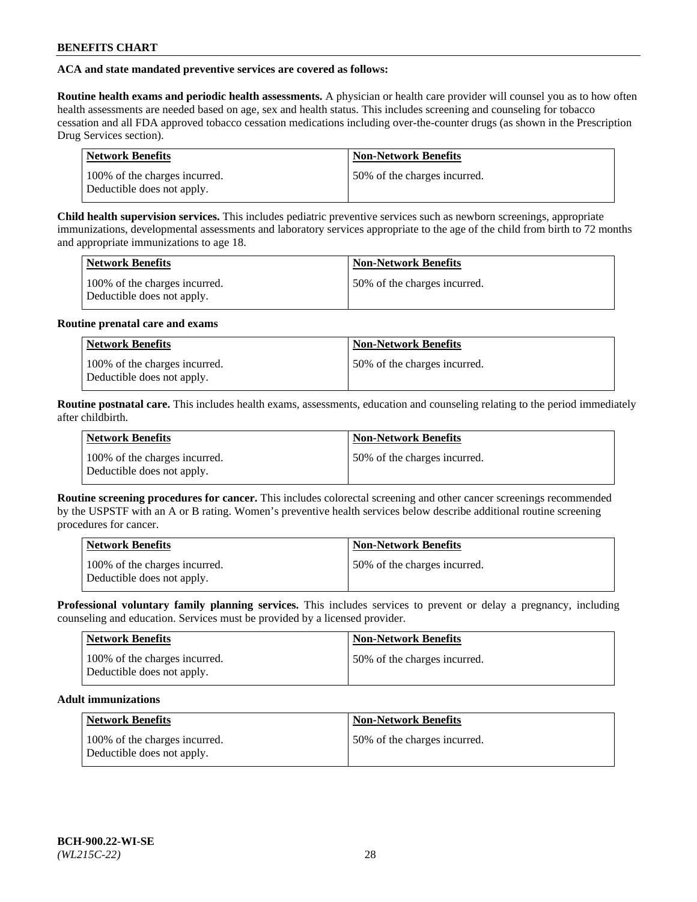**ACA and state mandated preventive services are covered as follows:**

**Routine health exams and periodic health assessments.** A physician or health care provider will counsel you as to how often health assessments are needed based on age, sex and health status. This includes screening and counseling for tobacco cessation and all FDA approved tobacco cessation medications including over-the-counter drugs (as shown in the Prescription Drug Services section).

| Network Benefits | Non-Network Benefits |
| --- | --- |
| 100% of the charges incurred. Deductible does not apply. | 50% of the charges incurred. |

**Child health supervision services.** This includes pediatric preventive services such as newborn screenings, appropriate immunizations, developmental assessments and laboratory services appropriate to the age of the child from birth to 72 months and appropriate immunizations to age 18.

| Network Benefits | Non-Network Benefits |
| --- | --- |
| 100% of the charges incurred. Deductible does not apply. | 50% of the charges incurred. |

**Routine prenatal care and exams**

| Network Benefits | Non-Network Benefits |
| --- | --- |
| 100% of the charges incurred. Deductible does not apply. | 50% of the charges incurred. |

**Routine postnatal care.** This includes health exams, assessments, education and counseling relating to the period immediately after childbirth.

| Network Benefits | Non-Network Benefits |
| --- | --- |
| 100% of the charges incurred. Deductible does not apply. | 50% of the charges incurred. |

**Routine screening procedures for cancer.** This includes colorectal screening and other cancer screenings recommended by the USPSTF with an A or B rating. Women's preventive health services below describe additional routine screening procedures for cancer.

| Network Benefits | Non-Network Benefits |
| --- | --- |
| 100% of the charges incurred. Deductible does not apply. | 50% of the charges incurred. |

**Professional voluntary family planning services.** This includes services to prevent or delay a pregnancy, including counseling and education. Services must be provided by a licensed provider.

| Network Benefits | Non-Network Benefits |
| --- | --- |
| 100% of the charges incurred. Deductible does not apply. | 50% of the charges incurred. |

**Adult immunizations**

| Network Benefits | Non-Network Benefits |
| --- | --- |
| 100% of the charges incurred. Deductible does not apply. | 50% of the charges incurred. |

**BCH-900.22-WI-SE**
*(WL215C-22)*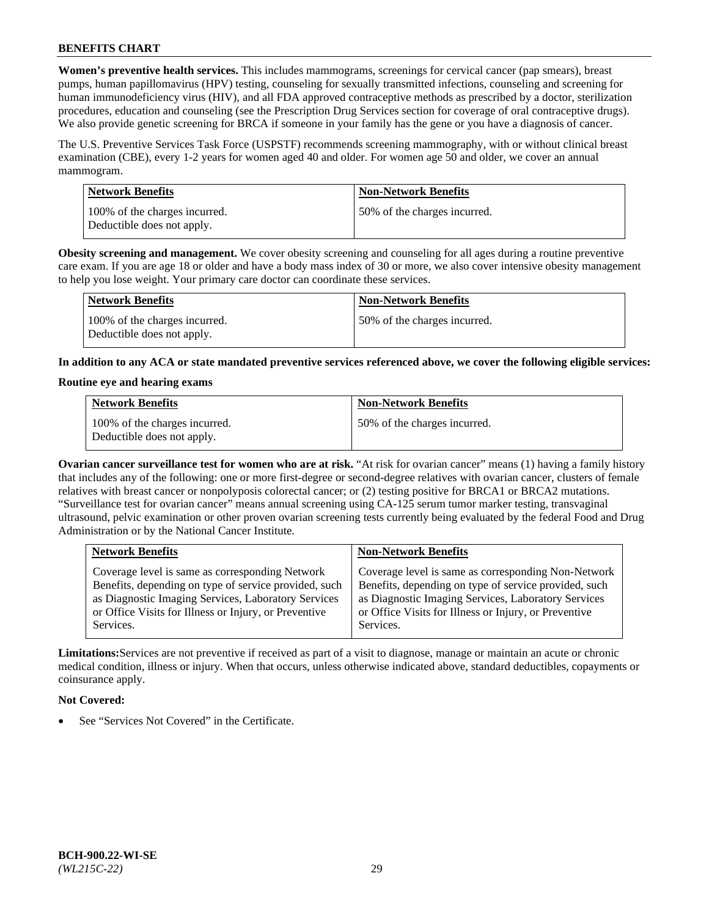**Women's preventive health services.** This includes mammograms, screenings for cervical cancer (pap smears), breast pumps, human papillomavirus (HPV) testing, counseling for sexually transmitted infections, counseling and screening for human immunodeficiency virus (HIV), and all FDA approved contraceptive methods as prescribed by a doctor, sterilization procedures, education and counseling (see the Prescription Drug Services section for coverage of oral contraceptive drugs). We also provide genetic screening for BRCA if someone in your family has the gene or you have a diagnosis of cancer.

The U.S. Preventive Services Task Force (USPSTF) recommends screening mammography, with or without clinical breast examination (CBE), every 1-2 years for women aged 40 and older. For women age 50 and older, we cover an annual mammogram.

| Network Benefits | Non-Network Benefits |
|---|---|
| 100% of the charges incurred. Deductible does not apply. | 50% of the charges incurred. |

**Obesity screening and management.** We cover obesity screening and counseling for all ages during a routine preventive care exam. If you are age 18 or older and have a body mass index of 30 or more, we also cover intensive obesity management to help you lose weight. Your primary care doctor can coordinate these services.

| Network Benefits | Non-Network Benefits |
|---|---|
| 100% of the charges incurred. Deductible does not apply. | 50% of the charges incurred. |

**In addition to any ACA or state mandated preventive services referenced above, we cover the following eligible services:**

**Routine eye and hearing exams**

| Network Benefits | Non-Network Benefits |
|---|---|
| 100% of the charges incurred. Deductible does not apply. | 50% of the charges incurred. |

**Ovarian cancer surveillance test for women who are at risk.** "At risk for ovarian cancer" means (1) having a family history that includes any of the following: one or more first-degree or second-degree relatives with ovarian cancer, clusters of female relatives with breast cancer or nonpolyposis colorectal cancer; or (2) testing positive for BRCA1 or BRCA2 mutations. "Surveillance test for ovarian cancer" means annual screening using CA-125 serum tumor marker testing, transvaginal ultrasound, pelvic examination or other proven ovarian screening tests currently being evaluated by the federal Food and Drug Administration or by the National Cancer Institute.

| Network Benefits | Non-Network Benefits |
|---|---|
| Coverage level is same as corresponding Network Benefits, depending on type of service provided, such as Diagnostic Imaging Services, Laboratory Services or Office Visits for Illness or Injury, or Preventive Services. | Coverage level is same as corresponding Non-Network Benefits, depending on type of service provided, such as Diagnostic Imaging Services, Laboratory Services or Office Visits for Illness or Injury, or Preventive Services. |

**Limitations:** Services are not preventive if received as part of a visit to diagnose, manage or maintain an acute or chronic medical condition, illness or injury. When that occurs, unless otherwise indicated above, standard deductibles, copayments or coinsurance apply.

**Not Covered:**

- See "Services Not Covered" in the Certificate.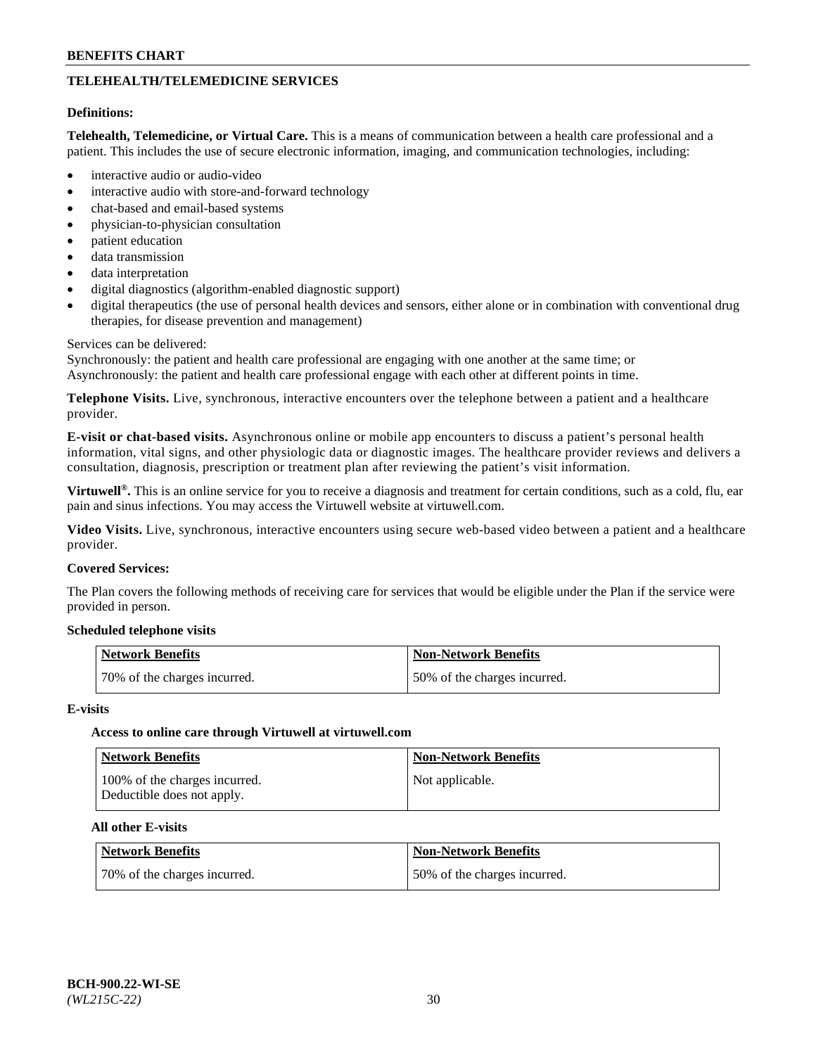## TELEHEALTH/TELEMEDICINE SERVICES

**Definitions:**

**Telehealth, Telemedicine, or Virtual Care.** This is a means of communication between a health care professional and a patient. This includes the use of secure electronic information, imaging, and communication technologies, including:

- interactive audio or audio-video
- interactive audio with store-and-forward technology
- chat-based and email-based systems
- physician-to-physician consultation
- patient education
- data transmission
- data interpretation
- digital diagnostics (algorithm-enabled diagnostic support)
- digital therapeutics (the use of personal health devices and sensors, either alone or in combination with conventional drug therapies, for disease prevention and management)

Services can be delivered:
Synchronously: the patient and health care professional are engaging with one another at the same time; or
Asynchronously: the patient and health care professional engage with each other at different points in time.

**Telephone Visits.** Live, synchronous, interactive encounters over the telephone between a patient and a healthcare provider.

**E-visit or chat-based visits.** Asynchronous online or mobile app encounters to discuss a patient's personal health information, vital signs, and other physiologic data or diagnostic images. The healthcare provider reviews and delivers a consultation, diagnosis, prescription or treatment plan after reviewing the patient's visit information.

**Virtuwell®.** This is an online service for you to receive a diagnosis and treatment for certain conditions, such as a cold, flu, ear pain and sinus infections. You may access the Virtuwell website at virtuwell.com.

**Video Visits.** Live, synchronous, interactive encounters using secure web-based video between a patient and a healthcare provider.

**Covered Services:**

The Plan covers the following methods of receiving care for services that would be eligible under the Plan if the service were provided in person.

**Scheduled telephone visits**

| Network Benefits | Non-Network Benefits |
|---|---|
| 70% of the charges incurred. | 50% of the charges incurred. |

**E-visits**

**Access to online care through Virtuwell at virtuwell.com**

| Network Benefits | Non-Network Benefits |
|---|---|
| 100% of the charges incurred. Deductible does not apply. | Not applicable. |

**All other E-visits**

| Network Benefits | Non-Network Benefits |
|---|---|
| 70% of the charges incurred. | 50% of the charges incurred. |

BCH-900.22-WI-SE
*(WL215C-22)*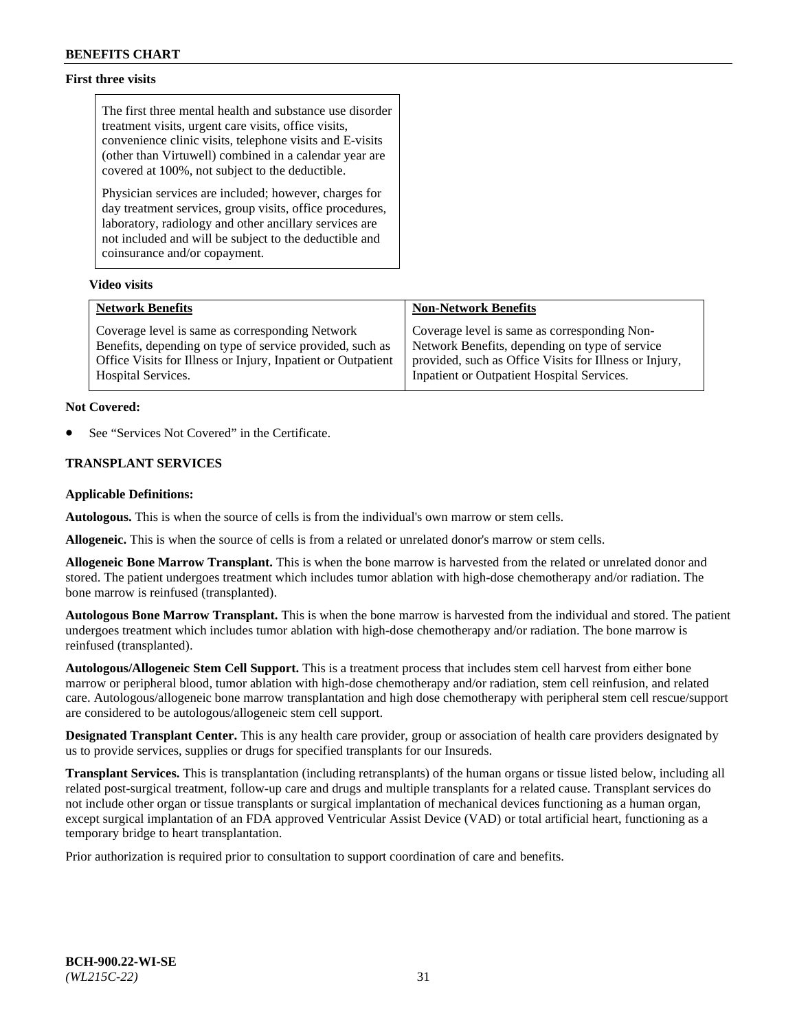**First three visits**

> The first three mental health and substance use disorder treatment visits, urgent care visits, office visits, convenience clinic visits, telephone visits and E-visits (other than Virtuwell) combined in a calendar year are covered at 100%, not subject to the deductible.
>
> Physician services are included; however, charges for day treatment services, group visits, office procedures, laboratory, radiology and other ancillary services are not included and will be subject to the deductible and coinsurance and/or copayment.

**Video visits**

| Network Benefits | Non-Network Benefits |
|---|---|
| Coverage level is same as corresponding Network Benefits, depending on type of service provided, such as Office Visits for Illness or Injury, Inpatient or Outpatient Hospital Services. | Coverage level is same as corresponding Non-Network Benefits, depending on type of service provided, such as Office Visits for Illness or Injury, Inpatient or Outpatient Hospital Services. |

**Not Covered:**

- See "Services Not Covered" in the Certificate.

**TRANSPLANT SERVICES**

**Applicable Definitions:**

**Autologous.** This is when the source of cells is from the individual's own marrow or stem cells.

**Allogeneic.** This is when the source of cells is from a related or unrelated donor's marrow or stem cells.

**Allogeneic Bone Marrow Transplant.** This is when the bone marrow is harvested from the related or unrelated donor and stored. The patient undergoes treatment which includes tumor ablation with high-dose chemotherapy and/or radiation. The bone marrow is reinfused (transplanted).

**Autologous Bone Marrow Transplant.** This is when the bone marrow is harvested from the individual and stored. The patient undergoes treatment which includes tumor ablation with high-dose chemotherapy and/or radiation. The bone marrow is reinfused (transplanted).

**Autologous/Allogeneic Stem Cell Support.** This is a treatment process that includes stem cell harvest from either bone marrow or peripheral blood, tumor ablation with high-dose chemotherapy and/or radiation, stem cell reinfusion, and related care. Autologous/allogeneic bone marrow transplantation and high dose chemotherapy with peripheral stem cell rescue/support are considered to be autologous/allogeneic stem cell support.

**Designated Transplant Center.** This is any health care provider, group or association of health care providers designated by us to provide services, supplies or drugs for specified transplants for our Insureds.

**Transplant Services.** This is transplantation (including retransplants) of the human organs or tissue listed below, including all related post-surgical treatment, follow-up care and drugs and multiple transplants for a related cause. Transplant services do not include other organ or tissue transplants or surgical implantation of mechanical devices functioning as a human organ, except surgical implantation of an FDA approved Ventricular Assist Device (VAD) or total artificial heart, functioning as a temporary bridge to heart transplantation.

Prior authorization is required prior to consultation to support coordination of care and benefits.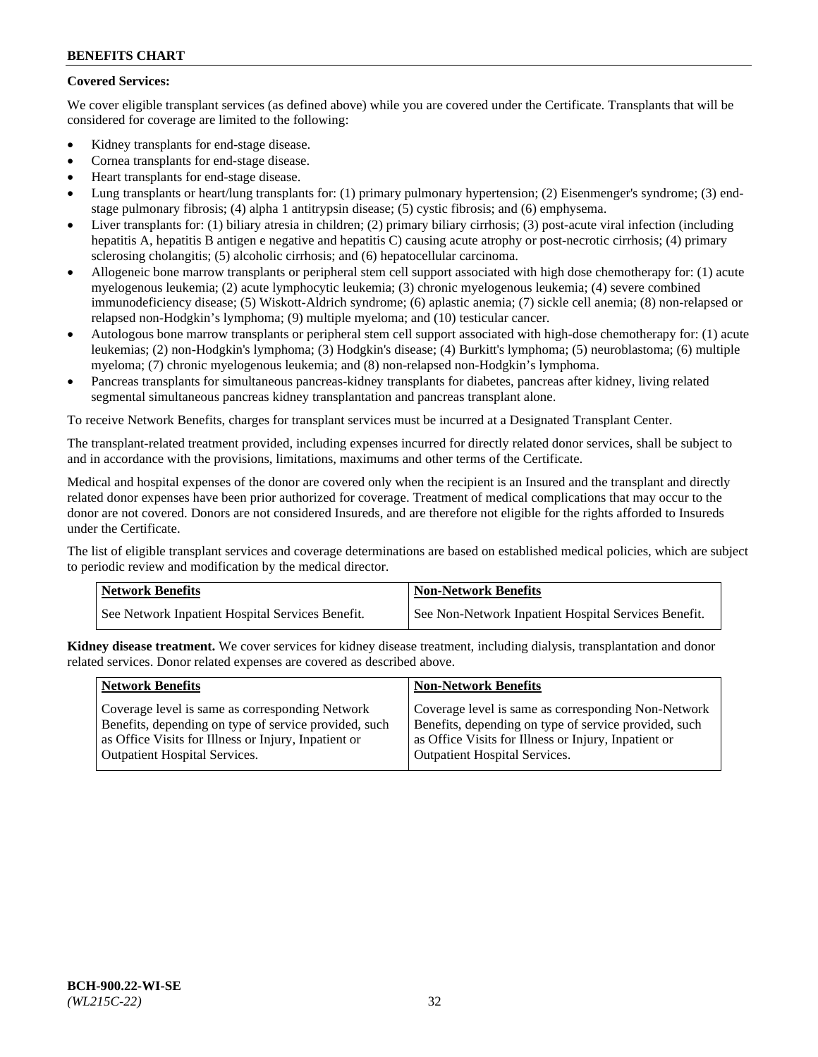**Covered Services:**

We cover eligible transplant services (as defined above) while you are covered under the Certificate. Transplants that will be considered for coverage are limited to the following:

- Kidney transplants for end-stage disease.
- Cornea transplants for end-stage disease.
- Heart transplants for end-stage disease.
- Lung transplants or heart/lung transplants for: (1) primary pulmonary hypertension; (2) Eisenmenger's syndrome; (3) end-stage pulmonary fibrosis; (4) alpha 1 antitrypsin disease; (5) cystic fibrosis; and (6) emphysema.
- Liver transplants for: (1) biliary atresia in children; (2) primary biliary cirrhosis; (3) post-acute viral infection (including hepatitis A, hepatitis B antigen e negative and hepatitis C) causing acute atrophy or post-necrotic cirrhosis; (4) primary sclerosing cholangitis; (5) alcoholic cirrhosis; and (6) hepatocellular carcinoma.
- Allogeneic bone marrow transplants or peripheral stem cell support associated with high dose chemotherapy for: (1) acute myelogenous leukemia; (2) acute lymphocytic leukemia; (3) chronic myelogenous leukemia; (4) severe combined immunodeficiency disease; (5) Wiskott-Aldrich syndrome; (6) aplastic anemia; (7) sickle cell anemia; (8) non-relapsed or relapsed non-Hodgkin's lymphoma; (9) multiple myeloma; and (10) testicular cancer.
- Autologous bone marrow transplants or peripheral stem cell support associated with high-dose chemotherapy for: (1) acute leukemias; (2) non-Hodgkin's lymphoma; (3) Hodgkin's disease; (4) Burkitt's lymphoma; (5) neuroblastoma; (6) multiple myeloma; (7) chronic myelogenous leukemia; and (8) non-relapsed non-Hodgkin's lymphoma.
- Pancreas transplants for simultaneous pancreas-kidney transplants for diabetes, pancreas after kidney, living related segmental simultaneous pancreas kidney transplantation and pancreas transplant alone.

To receive Network Benefits, charges for transplant services must be incurred at a Designated Transplant Center.

The transplant-related treatment provided, including expenses incurred for directly related donor services, shall be subject to and in accordance with the provisions, limitations, maximums and other terms of the Certificate.

Medical and hospital expenses of the donor are covered only when the recipient is an Insured and the transplant and directly related donor expenses have been prior authorized for coverage. Treatment of medical complications that may occur to the donor are not covered. Donors are not considered Insureds, and are therefore not eligible for the rights afforded to Insureds under the Certificate.

The list of eligible transplant services and coverage determinations are based on established medical policies, which are subject to periodic review and modification by the medical director.

| Network Benefits | Non-Network Benefits |
|---|---|
| See Network Inpatient Hospital Services Benefit. | See Non-Network Inpatient Hospital Services Benefit. |

**Kidney disease treatment.** We cover services for kidney disease treatment, including dialysis, transplantation and donor related services. Donor related expenses are covered as described above.

| Network Benefits | Non-Network Benefits |
|---|---|
| Coverage level is same as corresponding Network Benefits, depending on type of service provided, such as Office Visits for Illness or Injury, Inpatient or Outpatient Hospital Services. | Coverage level is same as corresponding Non-Network Benefits, depending on type of service provided, such as Office Visits for Illness or Injury, Inpatient or Outpatient Hospital Services. |

BCH-900.22-WI-SE
*(WL215C-22)*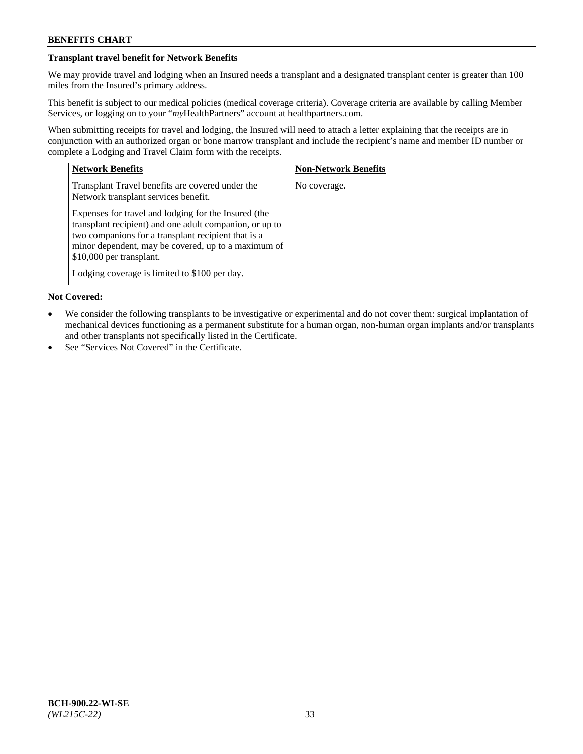### Transplant travel benefit for Network Benefits

We may provide travel and lodging when an Insured needs a transplant and a designated transplant center is greater than 100 miles from the Insured's primary address.

This benefit is subject to our medical policies (medical coverage criteria). Coverage criteria are available by calling Member Services, or logging on to your "*my*HealthPartners" account at healthpartners.com.

When submitting receipts for travel and lodging, the Insured will need to attach a letter explaining that the receipts are in conjunction with an authorized organ or bone marrow transplant and include the recipient's name and member ID number or complete a Lodging and Travel Claim form with the receipts.

| Network Benefits | Non-Network Benefits |
|---|---|
| Transplant Travel benefits are covered under the Network transplant services benefit.<br><br>Expenses for travel and lodging for the Insured (the transplant recipient) and one adult companion, or up to two companions for a transplant recipient that is a minor dependent, may be covered, up to a maximum of $10,000 per transplant.<br><br>Lodging coverage is limited to $100 per day. | No coverage. |

**Not Covered:**

- We consider the following transplants to be investigative or experimental and do not cover them: surgical implantation of mechanical devices functioning as a permanent substitute for a human organ, non-human organ implants and/or transplants and other transplants not specifically listed in the Certificate.
- See "Services Not Covered" in the Certificate.